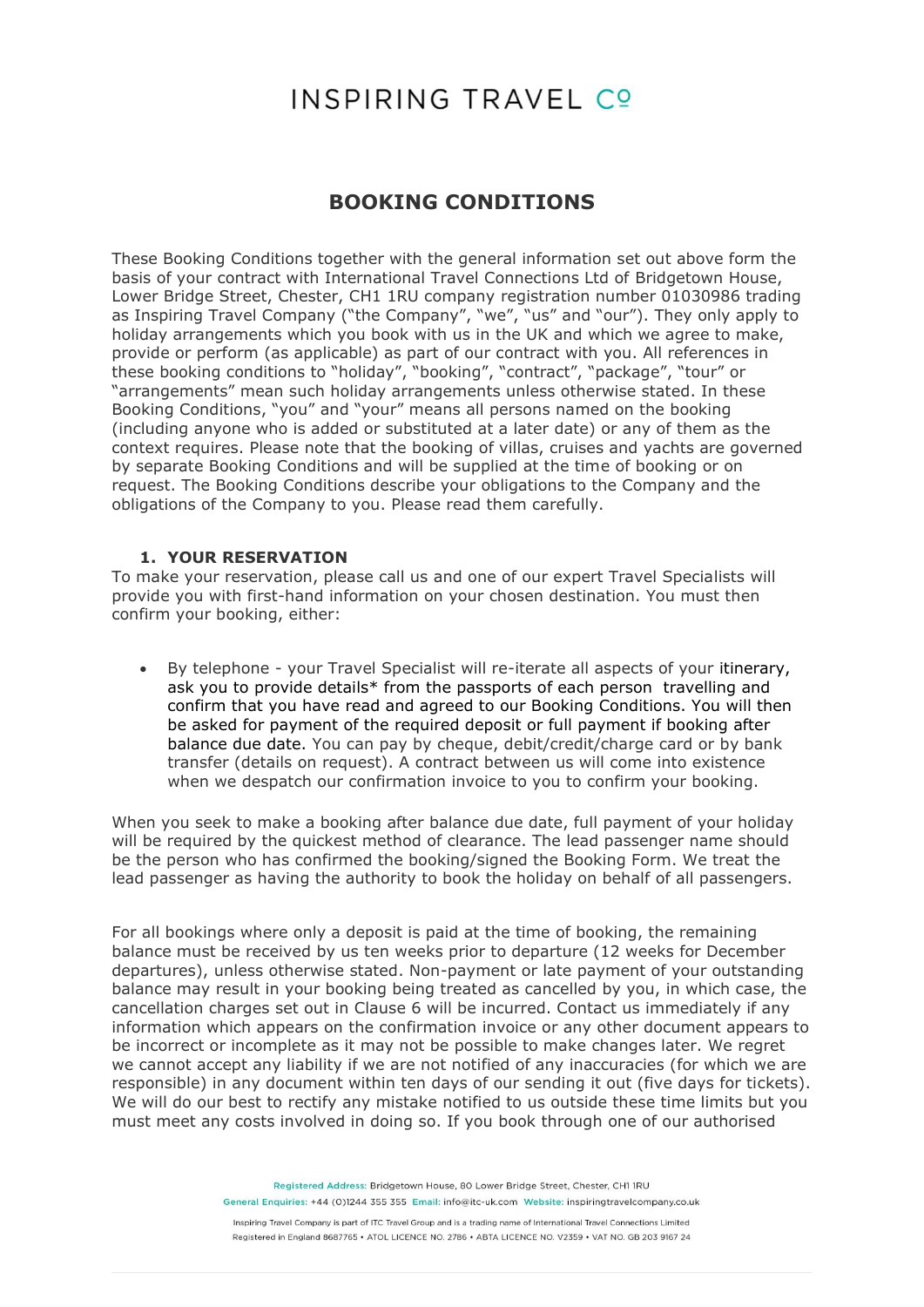# INSPIRING TRAVEL Cº

## BOOKING CONDITIONS

These Booking Conditions together with the general information set out above form the basis of your contract with International Travel Connections Ltd of Bridgetown House, Lower Bridge Street, Chester, CH1 1RU company registration number 01030986 trading as Inspiring Travel Company ("the Company", "we", "us" and "our"). They only apply to holiday arrangements which you book with us in the UK and which we agree to make, provide or perform (as applicable) as part of our contract with you. All references in these booking conditions to "holiday", "booking", "contract", "package", "tour" or "arrangements" mean such holiday arrangements unless otherwise stated. In these Booking Conditions, "you" and "your" means all persons named on the booking (including anyone who is added or substituted at a later date) or any of them as the context requires. Please note that the booking of villas, cruises and yachts are governed by separate Booking Conditions and will be supplied at the time of booking or on request. The Booking Conditions describe your obligations to the Company and the obligations of the Company to you. Please read them carefully.

### 1. YOUR RESERVATION

To make your reservation, please call us and one of our expert Travel Specialists will provide you with first-hand information on your chosen destination. You must then confirm your booking, either:

- By telephone - your Travel Specialist will re-iterate all aspects of your itinerary, ask you to provide details* from the passports of each person travelling and confirm that you have read and agreed to our Booking Conditions. You will then be asked for payment of the required deposit or full payment if booking after balance due date. You can pay by cheque, debit/credit/charge card or by bank transfer (details on request). A contract between us will come into existence when we despatch our confirmation invoice to you to confirm your booking.

When you seek to make a booking after balance due date, full payment of your holiday will be required by the quickest method of clearance. The lead passenger name should be the person who has confirmed the booking/signed the Booking Form. We treat the lead passenger as having the authority to book the holiday on behalf of all passengers.

For all bookings where only a deposit is paid at the time of booking, the remaining balance must be received by us ten weeks prior to departure (12 weeks for December departures), unless otherwise stated. Non-payment or late payment of your outstanding balance may result in your booking being treated as cancelled by you, in which case, the cancellation charges set out in Clause 6 will be incurred. Contact us immediately if any information which appears on the confirmation invoice or any other document appears to be incorrect or incomplete as it may not be possible to make changes later. We regret we cannot accept any liability if we are not notified of any inaccuracies (for which we are responsible) in any document within ten days of our sending it out (five days for tickets). We will do our best to rectify any mistake notified to us outside these time limits but you must meet any costs involved in doing so. If you book through one of our authorised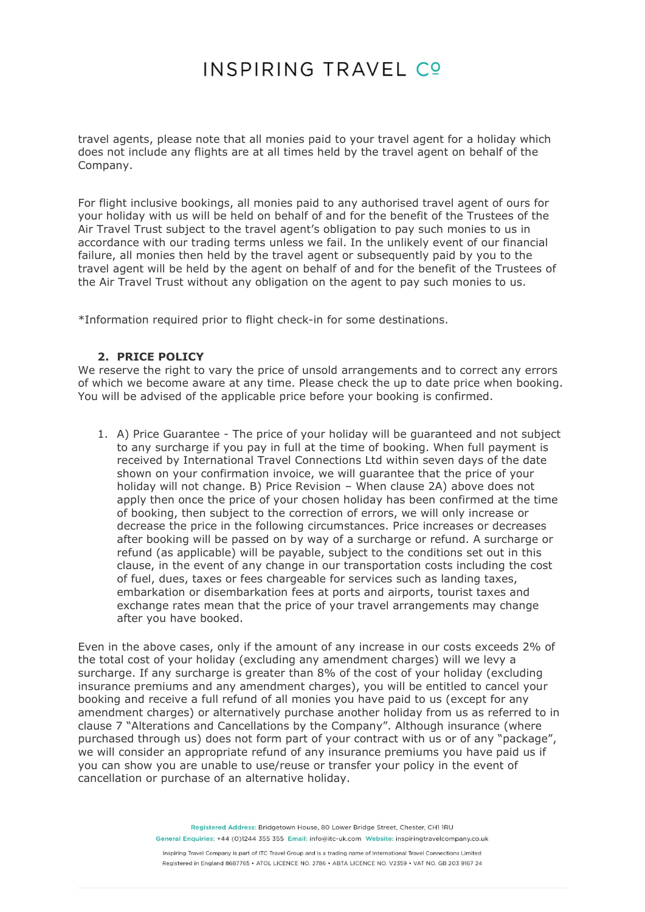travel agents, please note that all monies paid to your travel agent for a holiday which does not include any flights are at all times held by the travel agent on behalf of the Company.

For flight inclusive bookings, all monies paid to any authorised travel agent of ours for your holiday with us will be held on behalf of and for the benefit of the Trustees of the Air Travel Trust subject to the travel agent's obligation to pay such monies to us in accordance with our trading terms unless we fail. In the unlikely event of our financial failure, all monies then held by the travel agent or subsequently paid by you to the travel agent will be held by the agent on behalf of and for the benefit of the Trustees of the Air Travel Trust without any obligation on the agent to pay such monies to us.

*Information required prior to flight check-in for some destinations.

## 2. PRICE POLICY

We reserve the right to vary the price of unsold arrangements and to correct any errors of which we become aware at any time. Please check the up to date price when booking. You will be advised of the applicable price before your booking is confirmed.

1. A) Price Guarantee - The price of your holiday will be guaranteed and not subject to any surcharge if you pay in full at the time of booking. When full payment is received by International Travel Connections Ltd within seven days of the date shown on your confirmation invoice, we will guarantee that the price of your holiday will not change. B) Price Revision – When clause 2A) above does not apply then once the price of your chosen holiday has been confirmed at the time of booking, then subject to the correction of errors, we will only increase or decrease the price in the following circumstances. Price increases or decreases after booking will be passed on by way of a surcharge or refund. A surcharge or refund (as applicable) will be payable, subject to the conditions set out in this clause, in the event of any change in our transportation costs including the cost of fuel, dues, taxes or fees chargeable for services such as landing taxes, embarkation or disembarkation fees at ports and airports, tourist taxes and exchange rates mean that the price of your travel arrangements may change after you have booked.

Even in the above cases, only if the amount of any increase in our costs exceeds 2% of the total cost of your holiday (excluding any amendment charges) will we levy a surcharge. If any surcharge is greater than 8% of the cost of your holiday (excluding insurance premiums and any amendment charges), you will be entitled to cancel your booking and receive a full refund of all monies you have paid to us (except for any amendment charges) or alternatively purchase another holiday from us as referred to in clause 7 "Alterations and Cancellations by the Company". Although insurance (where purchased through us) does not form part of your contract with us or of any "package", we will consider an appropriate refund of any insurance premiums you have paid us if you can show you are unable to use/reuse or transfer your policy in the event of cancellation or purchase of an alternative holiday.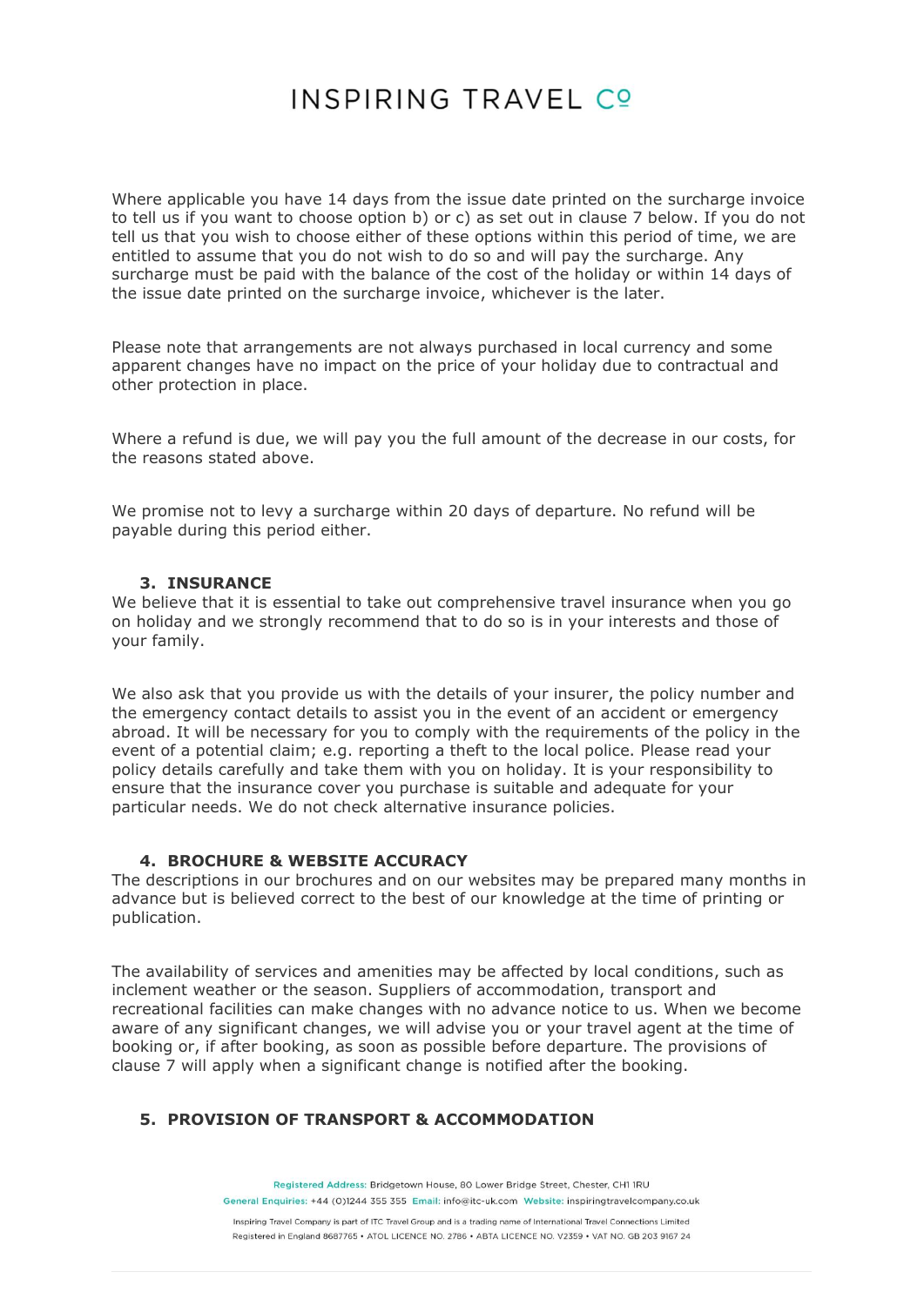Where applicable you have 14 days from the issue date printed on the surcharge invoice to tell us if you want to choose option b) or c) as set out in clause 7 below. If you do not tell us that you wish to choose either of these options within this period of time, we are entitled to assume that you do not wish to do so and will pay the surcharge. Any surcharge must be paid with the balance of the cost of the holiday or within 14 days of the issue date printed on the surcharge invoice, whichever is the later.

Please note that arrangements are not always purchased in local currency and some apparent changes have no impact on the price of your holiday due to contractual and other protection in place.

Where a refund is due, we will pay you the full amount of the decrease in our costs, for the reasons stated above.

We promise not to levy a surcharge within 20 days of departure. No refund will be payable during this period either.

### 3. INSURANCE

We believe that it is essential to take out comprehensive travel insurance when you go on holiday and we strongly recommend that to do so is in your interests and those of your family.

We also ask that you provide us with the details of your insurer, the policy number and the emergency contact details to assist you in the event of an accident or emergency abroad. It will be necessary for you to comply with the requirements of the policy in the event of a potential claim; e.g. reporting a theft to the local police. Please read your policy details carefully and take them with you on holiday. It is your responsibility to ensure that the insurance cover you purchase is suitable and adequate for your particular needs. We do not check alternative insurance policies.

### 4. BROCHURE & WEBSITE ACCURACY

The descriptions in our brochures and on our websites may be prepared many months in advance but is believed correct to the best of our knowledge at the time of printing or publication.

The availability of services and amenities may be affected by local conditions, such as inclement weather or the season. Suppliers of accommodation, transport and recreational facilities can make changes with no advance notice to us. When we become aware of any significant changes, we will advise you or your travel agent at the time of booking or, if after booking, as soon as possible before departure. The provisions of clause 7 will apply when a significant change is notified after the booking.

### 5. PROVISION OF TRANSPORT & ACCOMMODATION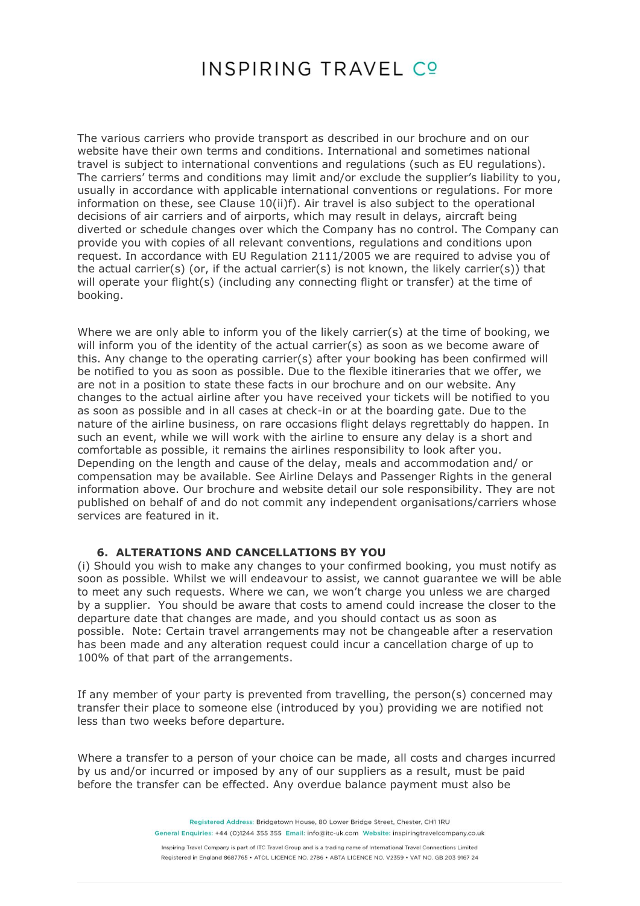The various carriers who provide transport as described in our brochure and on our website have their own terms and conditions. International and sometimes national travel is subject to international conventions and regulations (such as EU regulations). The carriers' terms and conditions may limit and/or exclude the supplier's liability to you, usually in accordance with applicable international conventions or regulations. For more information on these, see Clause 10(ii)f). Air travel is also subject to the operational decisions of air carriers and of airports, which may result in delays, aircraft being diverted or schedule changes over which the Company has no control. The Company can provide you with copies of all relevant conventions, regulations and conditions upon request. In accordance with EU Regulation 2111/2005 we are required to advise you of the actual carrier(s) (or, if the actual carrier(s) is not known, the likely carrier(s)) that will operate your flight(s) (including any connecting flight or transfer) at the time of booking.

Where we are only able to inform you of the likely carrier(s) at the time of booking, we will inform you of the identity of the actual carrier(s) as soon as we become aware of this. Any change to the operating carrier(s) after your booking has been confirmed will be notified to you as soon as possible. Due to the flexible itineraries that we offer, we are not in a position to state these facts in our brochure and on our website. Any changes to the actual airline after you have received your tickets will be notified to you as soon as possible and in all cases at check-in or at the boarding gate. Due to the nature of the airline business, on rare occasions flight delays regrettably do happen. In such an event, while we will work with the airline to ensure any delay is a short and comfortable as possible, it remains the airlines responsibility to look after you. Depending on the length and cause of the delay, meals and accommodation and/ or compensation may be available. See Airline Delays and Passenger Rights in the general information above. Our brochure and website detail our sole responsibility. They are not published on behalf of and do not commit any independent organisations/carriers whose services are featured in it.

## 6. ALTERATIONS AND CANCELLATIONS BY YOU

(i) Should you wish to make any changes to your confirmed booking, you must notify as soon as possible. Whilst we will endeavour to assist, we cannot guarantee we will be able to meet any such requests. Where we can, we won't charge you unless we are charged by a supplier. You should be aware that costs to amend could increase the closer to the departure date that changes are made, and you should contact us as soon as possible. Note: Certain travel arrangements may not be changeable after a reservation has been made and any alteration request could incur a cancellation charge of up to 100% of that part of the arrangements.

If any member of your party is prevented from travelling, the person(s) concerned may transfer their place to someone else (introduced by you) providing we are notified not less than two weeks before departure.

Where a transfer to a person of your choice can be made, all costs and charges incurred by us and/or incurred or imposed by any of our suppliers as a result, must be paid before the transfer can be effected. Any overdue balance payment must also be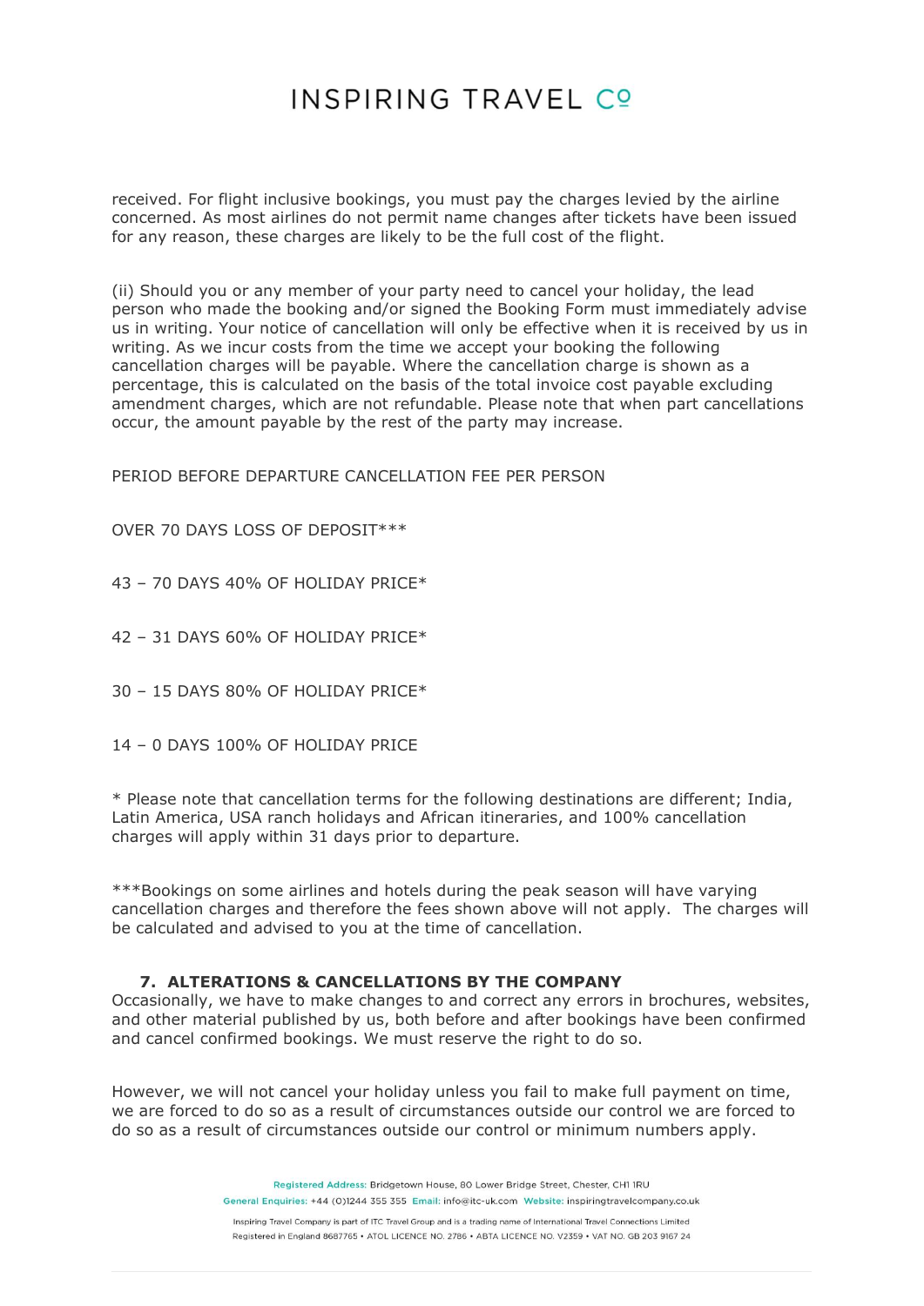received. For flight inclusive bookings, you must pay the charges levied by the airline concerned. As most airlines do not permit name changes after tickets have been issued for any reason, these charges are likely to be the full cost of the flight.

(ii) Should you or any member of your party need to cancel your holiday, the lead person who made the booking and/or signed the Booking Form must immediately advise us in writing. Your notice of cancellation will only be effective when it is received by us in writing. As we incur costs from the time we accept your booking the following cancellation charges will be payable. Where the cancellation charge is shown as a percentage, this is calculated on the basis of the total invoice cost payable excluding amendment charges, which are not refundable. Please note that when part cancellations occur, the amount payable by the rest of the party may increase.

PERIOD BEFORE DEPARTURE CANCELLATION FEE PER PERSON

OVER 70 DAYS LOSS OF DEPOSIT***

43 – 70 DAYS 40% OF HOLIDAY PRICE*

42 – 31 DAYS 60% OF HOLIDAY PRICE*

30 – 15 DAYS 80% OF HOLIDAY PRICE*

14 – 0 DAYS 100% OF HOLIDAY PRICE

* Please note that cancellation terms for the following destinations are different; India, Latin America, USA ranch holidays and African itineraries, and 100% cancellation charges will apply within 31 days prior to departure.

***Bookings on some airlines and hotels during the peak season will have varying cancellation charges and therefore the fees shown above will not apply. The charges will be calculated and advised to you at the time of cancellation.

### 7. ALTERATIONS & CANCELLATIONS BY THE COMPANY

Occasionally, we have to make changes to and correct any errors in brochures, websites, and other material published by us, both before and after bookings have been confirmed and cancel confirmed bookings. We must reserve the right to do so.

However, we will not cancel your holiday unless you fail to make full payment on time, we are forced to do so as a result of circumstances outside our control we are forced to do so as a result of circumstances outside our control or minimum numbers apply.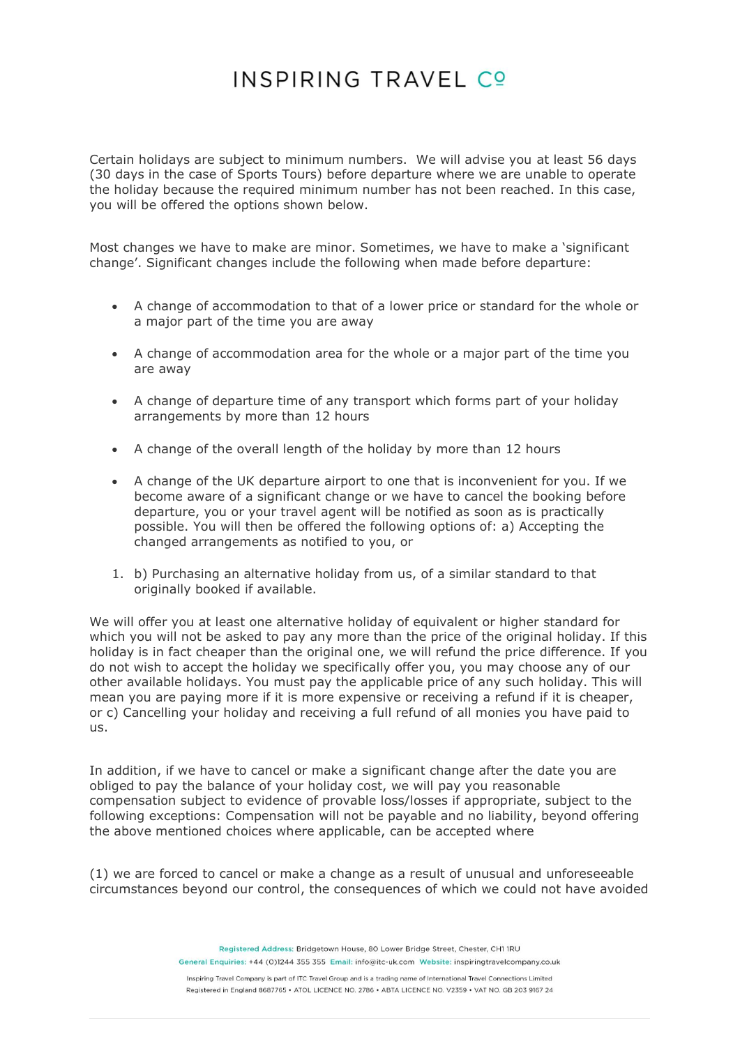Certain holidays are subject to minimum numbers. We will advise you at least 56 days (30 days in the case of Sports Tours) before departure where we are unable to operate the holiday because the required minimum number has not been reached. In this case, you will be offered the options shown below.

Most changes we have to make are minor. Sometimes, we have to make a 'significant change'. Significant changes include the following when made before departure:

- A change of accommodation to that of a lower price or standard for the whole or a major part of the time you are away
- A change of accommodation area for the whole or a major part of the time you are away
- A change of departure time of any transport which forms part of your holiday arrangements by more than 12 hours
- A change of the overall length of the holiday by more than 12 hours
- A change of the UK departure airport to one that is inconvenient for you. If we become aware of a significant change or we have to cancel the booking before departure, you or your travel agent will be notified as soon as is practically possible. You will then be offered the following options of: a) Accepting the changed arrangements as notified to you, or

1. b) Purchasing an alternative holiday from us, of a similar standard to that originally booked if available.

We will offer you at least one alternative holiday of equivalent or higher standard for which you will not be asked to pay any more than the price of the original holiday. If this holiday is in fact cheaper than the original one, we will refund the price difference. If you do not wish to accept the holiday we specifically offer you, you may choose any of our other available holidays. You must pay the applicable price of any such holiday. This will mean you are paying more if it is more expensive or receiving a refund if it is cheaper, or c) Cancelling your holiday and receiving a full refund of all monies you have paid to us.

In addition, if we have to cancel or make a significant change after the date you are obliged to pay the balance of your holiday cost, we will pay you reasonable compensation subject to evidence of provable loss/losses if appropriate, subject to the following exceptions: Compensation will not be payable and no liability, beyond offering the above mentioned choices where applicable, can be accepted where

(1) we are forced to cancel or make a change as a result of unusual and unforeseeable circumstances beyond our control, the consequences of which we could not have avoided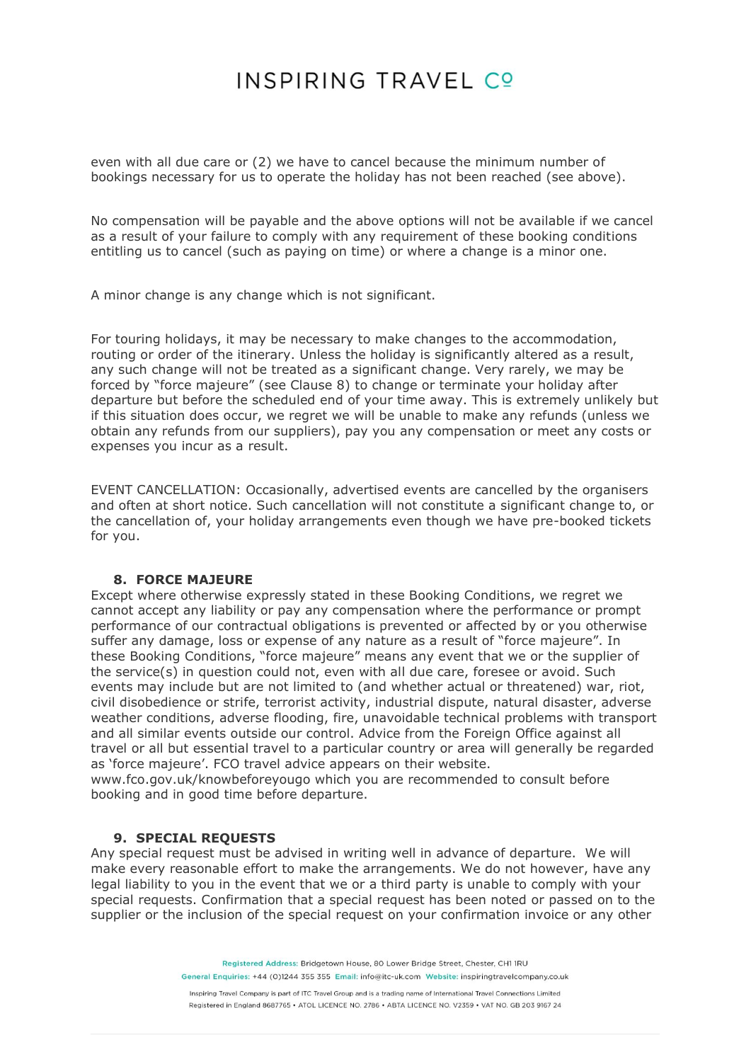even with all due care or (2) we have to cancel because the minimum number of bookings necessary for us to operate the holiday has not been reached (see above).

No compensation will be payable and the above options will not be available if we cancel as a result of your failure to comply with any requirement of these booking conditions entitling us to cancel (such as paying on time) or where a change is a minor one.

A minor change is any change which is not significant.

For touring holidays, it may be necessary to make changes to the accommodation, routing or order of the itinerary. Unless the holiday is significantly altered as a result, any such change will not be treated as a significant change. Very rarely, we may be forced by "force majeure" (see Clause 8) to change or terminate your holiday after departure but before the scheduled end of your time away. This is extremely unlikely but if this situation does occur, we regret we will be unable to make any refunds (unless we obtain any refunds from our suppliers), pay you any compensation or meet any costs or expenses you incur as a result.

EVENT CANCELLATION: Occasionally, advertised events are cancelled by the organisers and often at short notice. Such cancellation will not constitute a significant change to, or the cancellation of, your holiday arrangements even though we have pre-booked tickets for you.

## 8. FORCE MAJEURE

Except where otherwise expressly stated in these Booking Conditions, we regret we cannot accept any liability or pay any compensation where the performance or prompt performance of our contractual obligations is prevented or affected by or you otherwise suffer any damage, loss or expense of any nature as a result of "force majeure". In these Booking Conditions, "force majeure" means any event that we or the supplier of the service(s) in question could not, even with all due care, foresee or avoid. Such events may include but are not limited to (and whether actual or threatened) war, riot, civil disobedience or strife, terrorist activity, industrial dispute, natural disaster, adverse weather conditions, adverse flooding, fire, unavoidable technical problems with transport and all similar events outside our control. Advice from the Foreign Office against all travel or all but essential travel to a particular country or area will generally be regarded as 'force majeure'. FCO travel advice appears on their website. www.fco.gov.uk/knowbeforeyougo which you are recommended to consult before booking and in good time before departure.

## 9. SPECIAL REQUESTS

Any special request must be advised in writing well in advance of departure. We will make every reasonable effort to make the arrangements. We do not however, have any legal liability to you in the event that we or a third party is unable to comply with your special requests. Confirmation that a special request has been noted or passed on to the supplier or the inclusion of the special request on your confirmation invoice or any other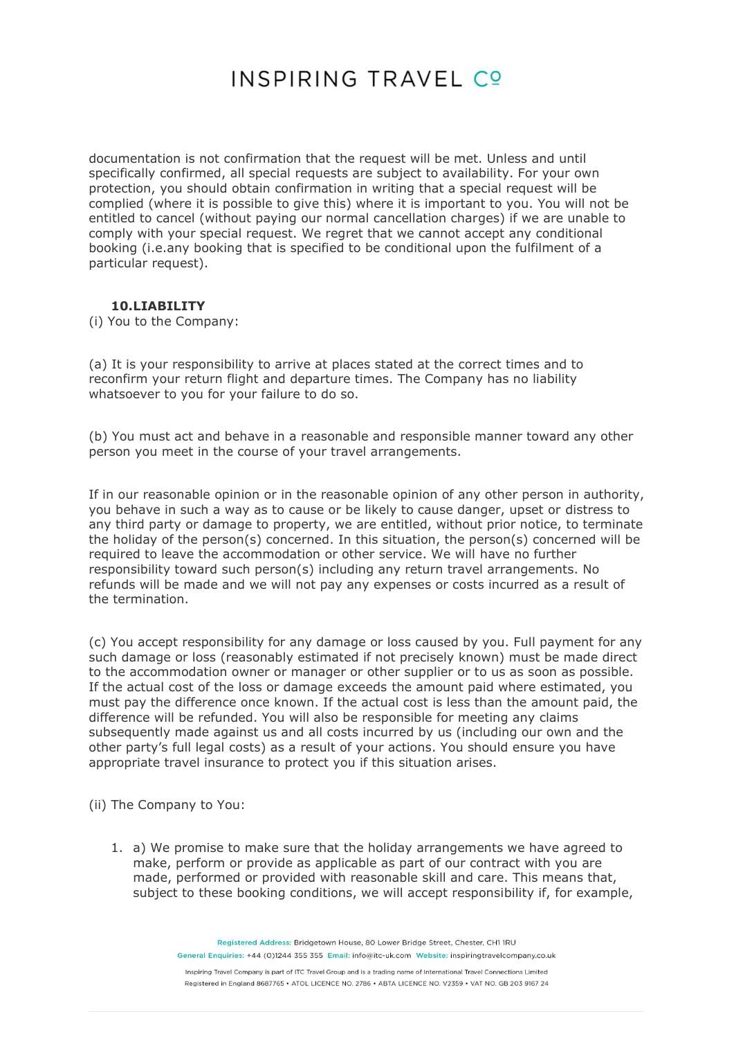documentation is not confirmation that the request will be met. Unless and until specifically confirmed, all special requests are subject to availability. For your own protection, you should obtain confirmation in writing that a special request will be complied (where it is possible to give this) where it is important to you. You will not be entitled to cancel (without paying our normal cancellation charges) if we are unable to comply with your special request. We regret that we cannot accept any conditional booking (i.e.any booking that is specified to be conditional upon the fulfilment of a particular request).

**10.LIABILITY**

(i) You to the Company:

(a) It is your responsibility to arrive at places stated at the correct times and to reconfirm your return flight and departure times. The Company has no liability whatsoever to you for your failure to do so.

(b) You must act and behave in a reasonable and responsible manner toward any other person you meet in the course of your travel arrangements.

If in our reasonable opinion or in the reasonable opinion of any other person in authority, you behave in such a way as to cause or be likely to cause danger, upset or distress to any third party or damage to property, we are entitled, without prior notice, to terminate the holiday of the person(s) concerned. In this situation, the person(s) concerned will be required to leave the accommodation or other service. We will have no further responsibility toward such person(s) including any return travel arrangements. No refunds will be made and we will not pay any expenses or costs incurred as a result of the termination.

(c) You accept responsibility for any damage or loss caused by you. Full payment for any such damage or loss (reasonably estimated if not precisely known) must be made direct to the accommodation owner or manager or other supplier or to us as soon as possible. If the actual cost of the loss or damage exceeds the amount paid where estimated, you must pay the difference once known. If the actual cost is less than the amount paid, the difference will be refunded. You will also be responsible for meeting any claims subsequently made against us and all costs incurred by us (including our own and the other party's full legal costs) as a result of your actions. You should ensure you have appropriate travel insurance to protect you if this situation arises.

(ii) The Company to You:

1. a) We promise to make sure that the holiday arrangements we have agreed to make, perform or provide as applicable as part of our contract with you are made, performed or provided with reasonable skill and care. This means that, subject to these booking conditions, we will accept responsibility if, for example,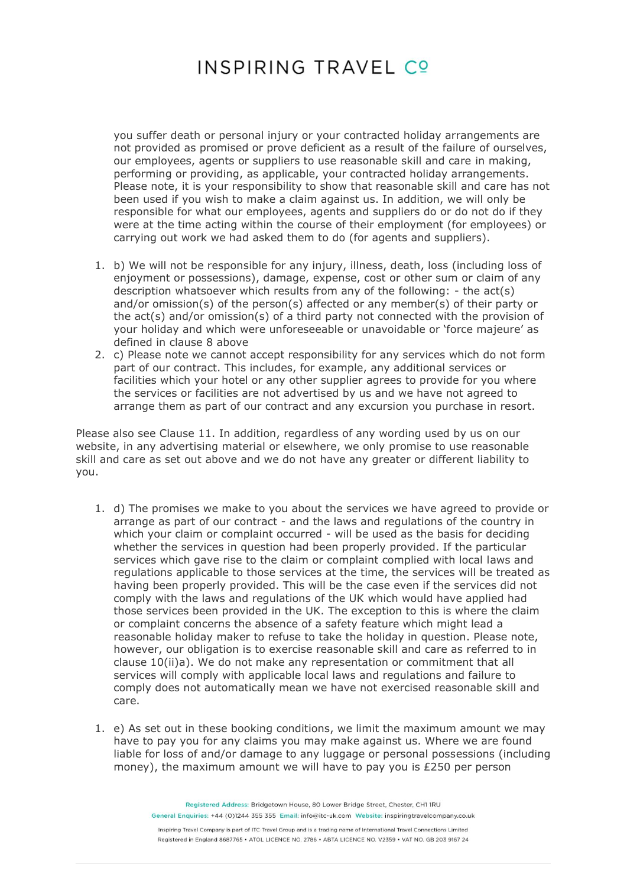you suffer death or personal injury or your contracted holiday arrangements are not provided as promised or prove deficient as a result of the failure of ourselves, our employees, agents or suppliers to use reasonable skill and care in making, performing or providing, as applicable, your contracted holiday arrangements. Please note, it is your responsibility to show that reasonable skill and care has not been used if you wish to make a claim against us. In addition, we will only be responsible for what our employees, agents and suppliers do or do not do if they were at the time acting within the course of their employment (for employees) or carrying out work we had asked them to do (for agents and suppliers).

1. b) We will not be responsible for any injury, illness, death, loss (including loss of enjoyment or possessions), damage, expense, cost or other sum or claim of any description whatsoever which results from any of the following: - the act(s) and/or omission(s) of the person(s) affected or any member(s) of their party or the act(s) and/or omission(s) of a third party not connected with the provision of your holiday and which were unforeseeable or unavoidable or 'force majeure' as defined in clause 8 above
2. c) Please note we cannot accept responsibility for any services which do not form part of our contract. This includes, for example, any additional services or facilities which your hotel or any other supplier agrees to provide for you where the services or facilities are not advertised by us and we have not agreed to arrange them as part of our contract and any excursion you purchase in resort.

Please also see Clause 11. In addition, regardless of any wording used by us on our website, in any advertising material or elsewhere, we only promise to use reasonable skill and care as set out above and we do not have any greater or different liability to you.

1. d) The promises we make to you about the services we have agreed to provide or arrange as part of our contract - and the laws and regulations of the country in which your claim or complaint occurred - will be used as the basis for deciding whether the services in question had been properly provided. If the particular services which gave rise to the claim or complaint complied with local laws and regulations applicable to those services at the time, the services will be treated as having been properly provided. This will be the case even if the services did not comply with the laws and regulations of the UK which would have applied had those services been provided in the UK. The exception to this is where the claim or complaint concerns the absence of a safety feature which might lead a reasonable holiday maker to refuse to take the holiday in question. Please note, however, our obligation is to exercise reasonable skill and care as referred to in clause 10(ii)a). We do not make any representation or commitment that all services will comply with applicable local laws and regulations and failure to comply does not automatically mean we have not exercised reasonable skill and care.

1. e) As set out in these booking conditions, we limit the maximum amount we may have to pay you for any claims you may make against us. Where we are found liable for loss of and/or damage to any luggage or personal possessions (including money), the maximum amount we will have to pay you is £250 per person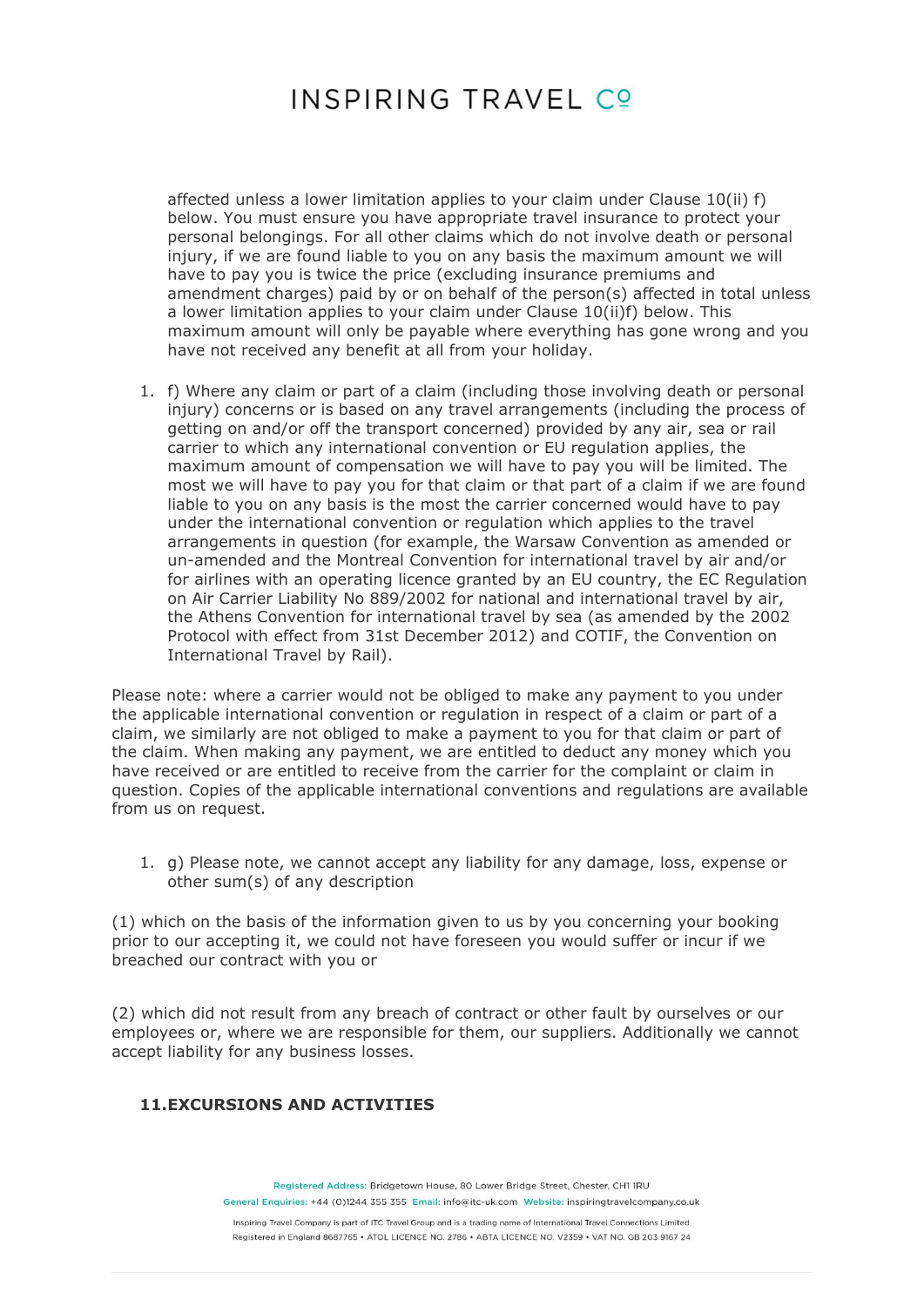affected unless a lower limitation applies to your claim under Clause 10(ii) f) below. You must ensure you have appropriate travel insurance to protect your personal belongings. For all other claims which do not involve death or personal injury, if we are found liable to you on any basis the maximum amount we will have to pay you is twice the price (excluding insurance premiums and amendment charges) paid by or on behalf of the person(s) affected in total unless a lower limitation applies to your claim under Clause 10(ii)f) below. This maximum amount will only be payable where everything has gone wrong and you have not received any benefit at all from your holiday.

1. f) Where any claim or part of a claim (including those involving death or personal injury) concerns or is based on any travel arrangements (including the process of getting on and/or off the transport concerned) provided by any air, sea or rail carrier to which any international convention or EU regulation applies, the maximum amount of compensation we will have to pay you will be limited. The most we will have to pay you for that claim or that part of a claim if we are found liable to you on any basis is the most the carrier concerned would have to pay under the international convention or regulation which applies to the travel arrangements in question (for example, the Warsaw Convention as amended or un-amended and the Montreal Convention for international travel by air and/or for airlines with an operating licence granted by an EU country, the EC Regulation on Air Carrier Liability No 889/2002 for national and international travel by air, the Athens Convention for international travel by sea (as amended by the 2002 Protocol with effect from 31st December 2012) and COTIF, the Convention on International Travel by Rail).

Please note: where a carrier would not be obliged to make any payment to you under the applicable international convention or regulation in respect of a claim or part of a claim, we similarly are not obliged to make a payment to you for that claim or part of the claim. When making any payment, we are entitled to deduct any money which you have received or are entitled to receive from the carrier for the complaint or claim in question. Copies of the applicable international conventions and regulations are available from us on request.

1. g) Please note, we cannot accept any liability for any damage, loss, expense or other sum(s) of any description

(1) which on the basis of the information given to us by you concerning your booking prior to our accepting it, we could not have foreseen you would suffer or incur if we breached our contract with you or

(2) which did not result from any breach of contract or other fault by ourselves or our employees or, where we are responsible for them, our suppliers. Additionally we cannot accept liability for any business losses.

### 11.EXCURSIONS AND ACTIVITIES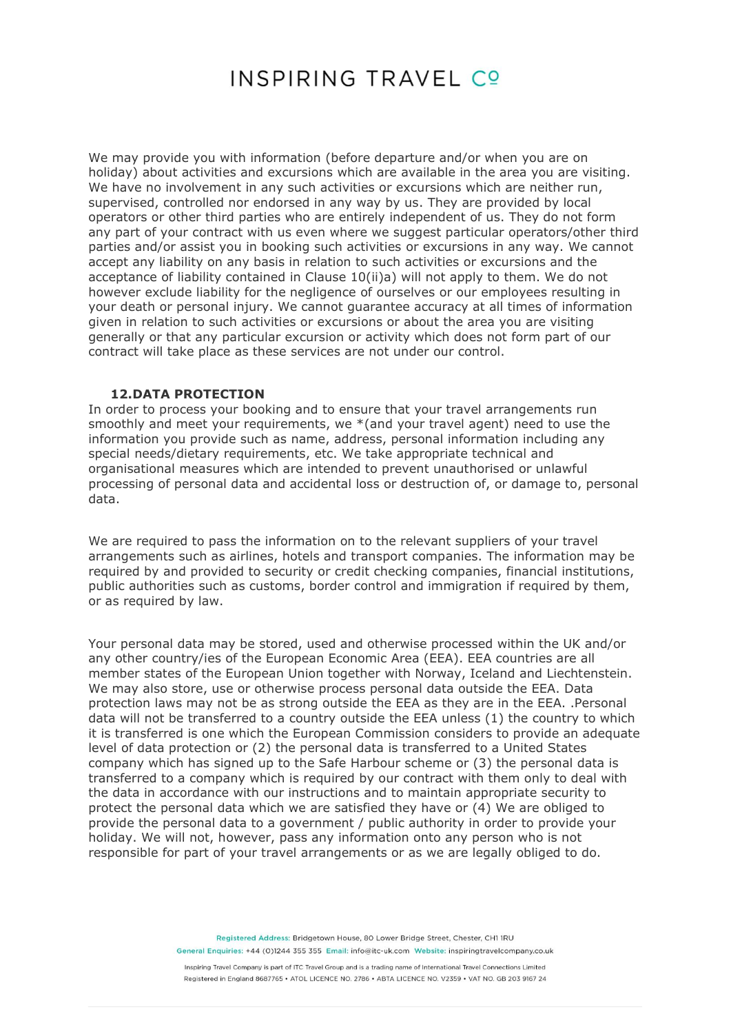We may provide you with information (before departure and/or when you are on holiday) about activities and excursions which are available in the area you are visiting. We have no involvement in any such activities or excursions which are neither run, supervised, controlled nor endorsed in any way by us. They are provided by local operators or other third parties who are entirely independent of us. They do not form any part of your contract with us even where we suggest particular operators/other third parties and/or assist you in booking such activities or excursions in any way. We cannot accept any liability on any basis in relation to such activities or excursions and the acceptance of liability contained in Clause 10(ii)a) will not apply to them. We do not however exclude liability for the negligence of ourselves or our employees resulting in your death or personal injury. We cannot guarantee accuracy at all times of information given in relation to such activities or excursions or about the area you are visiting generally or that any particular excursion or activity which does not form part of our contract will take place as these services are not under our control.

**12. DATA PROTECTION**

In order to process your booking and to ensure that your travel arrangements run smoothly and meet your requirements, we *(and your travel agent) need to use the information you provide such as name, address, personal information including any special needs/dietary requirements, etc. We take appropriate technical and organisational measures which are intended to prevent unauthorised or unlawful processing of personal data and accidental loss or destruction of, or damage to, personal data.

We are required to pass the information on to the relevant suppliers of your travel arrangements such as airlines, hotels and transport companies. The information may be required by and provided to security or credit checking companies, financial institutions, public authorities such as customs, border control and immigration if required by them, or as required by law.

Your personal data may be stored, used and otherwise processed within the UK and/or any other country/ies of the European Economic Area (EEA). EEA countries are all member states of the European Union together with Norway, Iceland and Liechtenstein. We may also store, use or otherwise process personal data outside the EEA. Data protection laws may not be as strong outside the EEA as they are in the EEA. .Personal data will not be transferred to a country outside the EEA unless (1) the country to which it is transferred is one which the European Commission considers to provide an adequate level of data protection or (2) the personal data is transferred to a United States company which has signed up to the Safe Harbour scheme or (3) the personal data is transferred to a company which is required by our contract with them only to deal with the data in accordance with our instructions and to maintain appropriate security to protect the personal data which we are satisfied they have or (4) We are obliged to provide the personal data to a government / public authority in order to provide your holiday. We will not, however, pass any information onto any person who is not responsible for part of your travel arrangements or as we are legally obliged to do.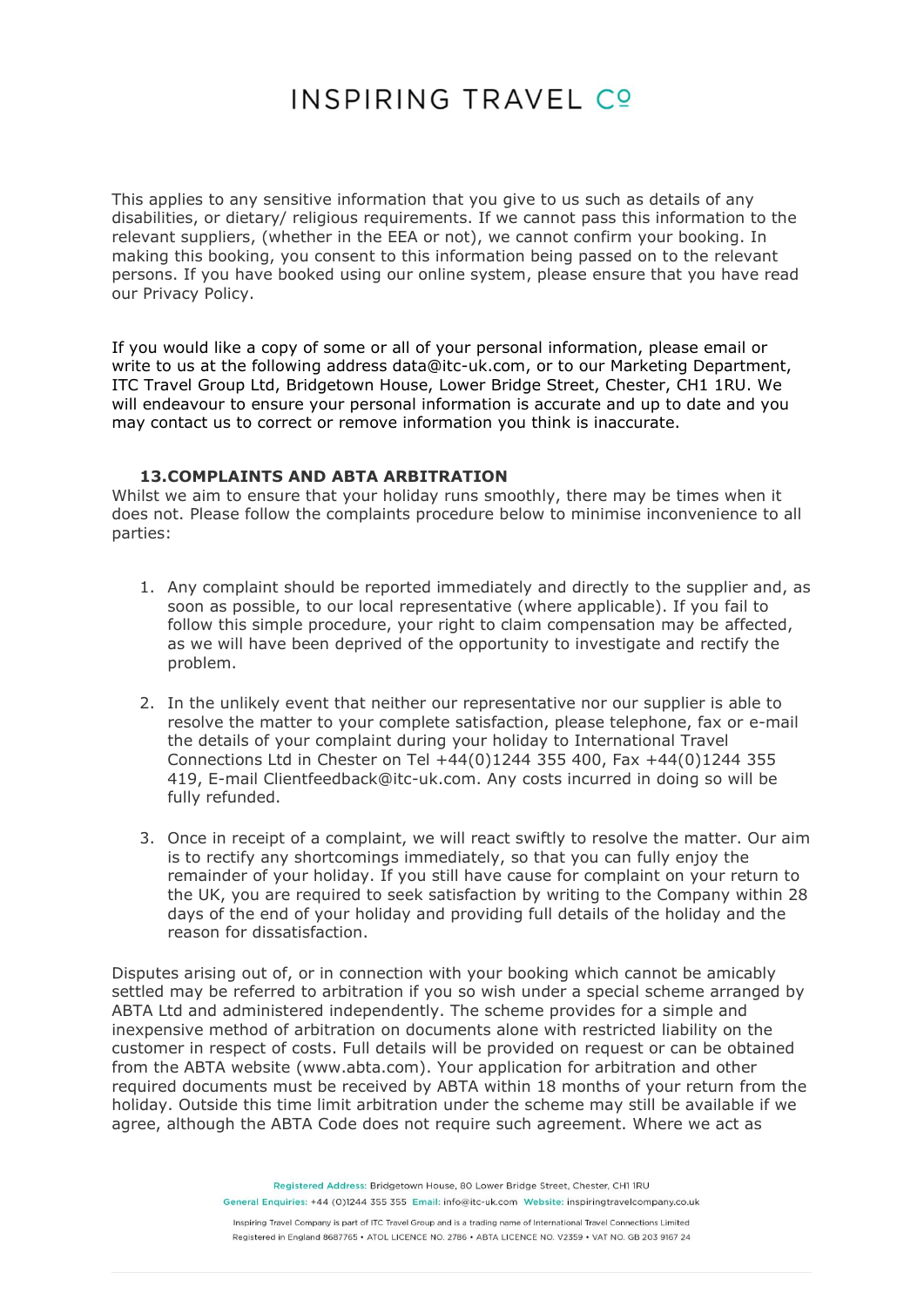This applies to any sensitive information that you give to us such as details of any disabilities, or dietary/ religious requirements. If we cannot pass this information to the relevant suppliers, (whether in the EEA or not), we cannot confirm your booking. In making this booking, you consent to this information being passed on to the relevant persons. If you have booked using our online system, please ensure that you have read our Privacy Policy.

If you would like a copy of some or all of your personal information, please email or write to us at the following address data@itc-uk.com, or to our Marketing Department, ITC Travel Group Ltd, Bridgetown House, Lower Bridge Street, Chester, CH1 1RU. We will endeavour to ensure your personal information is accurate and up to date and you may contact us to correct or remove information you think is inaccurate.

## 13.COMPLAINTS AND ABTA ARBITRATION

Whilst we aim to ensure that your holiday runs smoothly, there may be times when it does not. Please follow the complaints procedure below to minimise inconvenience to all parties:

1. Any complaint should be reported immediately and directly to the supplier and, as soon as possible, to our local representative (where applicable). If you fail to follow this simple procedure, your right to claim compensation may be affected, as we will have been deprived of the opportunity to investigate and rectify the problem.

2. In the unlikely event that neither our representative nor our supplier is able to resolve the matter to your complete satisfaction, please telephone, fax or e-mail the details of your complaint during your holiday to International Travel Connections Ltd in Chester on Tel +44(0)1244 355 400, Fax +44(0)1244 355 419, E-mail Clientfeedback@itc-uk.com. Any costs incurred in doing so will be fully refunded.

3. Once in receipt of a complaint, we will react swiftly to resolve the matter. Our aim is to rectify any shortcomings immediately, so that you can fully enjoy the remainder of your holiday. If you still have cause for complaint on your return to the UK, you are required to seek satisfaction by writing to the Company within 28 days of the end of your holiday and providing full details of the holiday and the reason for dissatisfaction.

Disputes arising out of, or in connection with your booking which cannot be amicably settled may be referred to arbitration if you so wish under a special scheme arranged by ABTA Ltd and administered independently. The scheme provides for a simple and inexpensive method of arbitration on documents alone with restricted liability on the customer in respect of costs. Full details will be provided on request or can be obtained from the ABTA website (www.abta.com). Your application for arbitration and other required documents must be received by ABTA within 18 months of your return from the holiday. Outside this time limit arbitration under the scheme may still be available if we agree, although the ABTA Code does not require such agreement. Where we act as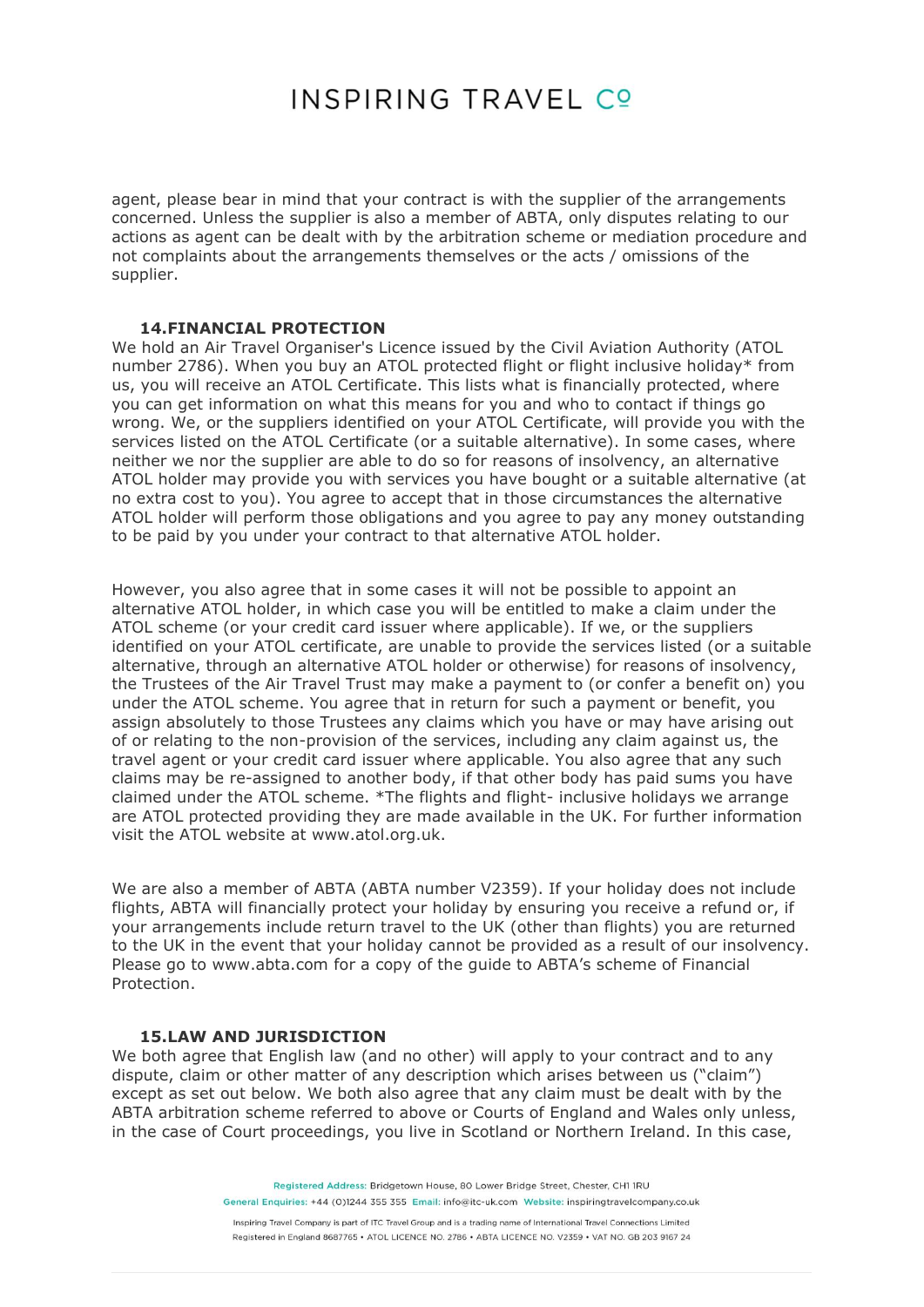agent, please bear in mind that your contract is with the supplier of the arrangements concerned. Unless the supplier is also a member of ABTA, only disputes relating to our actions as agent can be dealt with by the arbitration scheme or mediation procedure and not complaints about the arrangements themselves or the acts / omissions of the supplier.

### 14. FINANCIAL PROTECTION

We hold an Air Travel Organiser's Licence issued by the Civil Aviation Authority (ATOL number 2786). When you buy an ATOL protected flight or flight inclusive holiday* from us, you will receive an ATOL Certificate. This lists what is financially protected, where you can get information on what this means for you and who to contact if things go wrong. We, or the suppliers identified on your ATOL Certificate, will provide you with the services listed on the ATOL Certificate (or a suitable alternative). In some cases, where neither we nor the supplier are able to do so for reasons of insolvency, an alternative ATOL holder may provide you with services you have bought or a suitable alternative (at no extra cost to you). You agree to accept that in those circumstances the alternative ATOL holder will perform those obligations and you agree to pay any money outstanding to be paid by you under your contract to that alternative ATOL holder.

However, you also agree that in some cases it will not be possible to appoint an alternative ATOL holder, in which case you will be entitled to make a claim under the ATOL scheme (or your credit card issuer where applicable). If we, or the suppliers identified on your ATOL certificate, are unable to provide the services listed (or a suitable alternative, through an alternative ATOL holder or otherwise) for reasons of insolvency, the Trustees of the Air Travel Trust may make a payment to (or confer a benefit on) you under the ATOL scheme. You agree that in return for such a payment or benefit, you assign absolutely to those Trustees any claims which you have or may have arising out of or relating to the non-provision of the services, including any claim against us, the travel agent or your credit card issuer where applicable. You also agree that any such claims may be re-assigned to another body, if that other body has paid sums you have claimed under the ATOL scheme. *The flights and flight- inclusive holidays we arrange are ATOL protected providing they are made available in the UK. For further information visit the ATOL website at www.atol.org.uk.

We are also a member of ABTA (ABTA number V2359). If your holiday does not include flights, ABTA will financially protect your holiday by ensuring you receive a refund or, if your arrangements include return travel to the UK (other than flights) you are returned to the UK in the event that your holiday cannot be provided as a result of our insolvency. Please go to www.abta.com for a copy of the guide to ABTA's scheme of Financial Protection.

### 15. LAW AND JURISDICTION

We both agree that English law (and no other) will apply to your contract and to any dispute, claim or other matter of any description which arises between us ("claim") except as set out below. We both also agree that any claim must be dealt with by the ABTA arbitration scheme referred to above or Courts of England and Wales only unless, in the case of Court proceedings, you live in Scotland or Northern Ireland. In this case,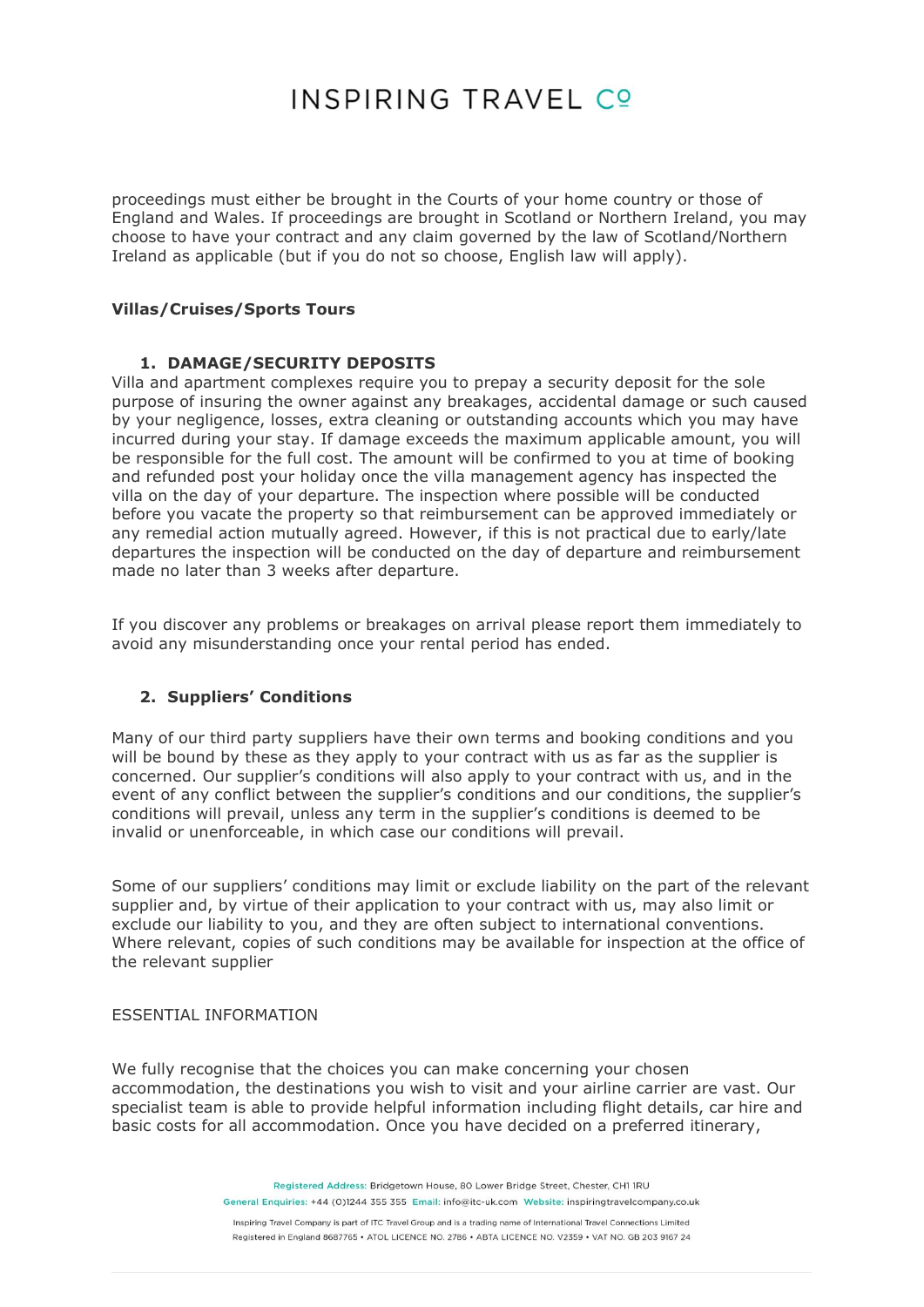proceedings must either be brought in the Courts of your home country or those of England and Wales. If proceedings are brought in Scotland or Northern Ireland, you may choose to have your contract and any claim governed by the law of Scotland/Northern Ireland as applicable (but if you do not so choose, English law will apply).

**Villas/Cruises/Sports Tours**

1. **DAMAGE/SECURITY DEPOSITS**

Villa and apartment complexes require you to prepay a security deposit for the sole purpose of insuring the owner against any breakages, accidental damage or such caused by your negligence, losses, extra cleaning or outstanding accounts which you may have incurred during your stay. If damage exceeds the maximum applicable amount, you will be responsible for the full cost. The amount will be confirmed to you at time of booking and refunded post your holiday once the villa management agency has inspected the villa on the day of your departure. The inspection where possible will be conducted before you vacate the property so that reimbursement can be approved immediately or any remedial action mutually agreed. However, if this is not practical due to early/late departures the inspection will be conducted on the day of departure and reimbursement made no later than 3 weeks after departure.

If you discover any problems or breakages on arrival please report them immediately to avoid any misunderstanding once your rental period has ended.

2. **Suppliers' Conditions**

Many of our third party suppliers have their own terms and booking conditions and you will be bound by these as they apply to your contract with us as far as the supplier is concerned. Our supplier's conditions will also apply to your contract with us, and in the event of any conflict between the supplier's conditions and our conditions, the supplier's conditions will prevail, unless any term in the supplier's conditions is deemed to be invalid or unenforceable, in which case our conditions will prevail.

Some of our suppliers' conditions may limit or exclude liability on the part of the relevant supplier and, by virtue of their application to your contract with us, may also limit or exclude our liability to you, and they are often subject to international conventions. Where relevant, copies of such conditions may be available for inspection at the office of the relevant supplier

ESSENTIAL INFORMATION

We fully recognise that the choices you can make concerning your chosen accommodation, the destinations you wish to visit and your airline carrier are vast. Our specialist team is able to provide helpful information including flight details, car hire and basic costs for all accommodation. Once you have decided on a preferred itinerary,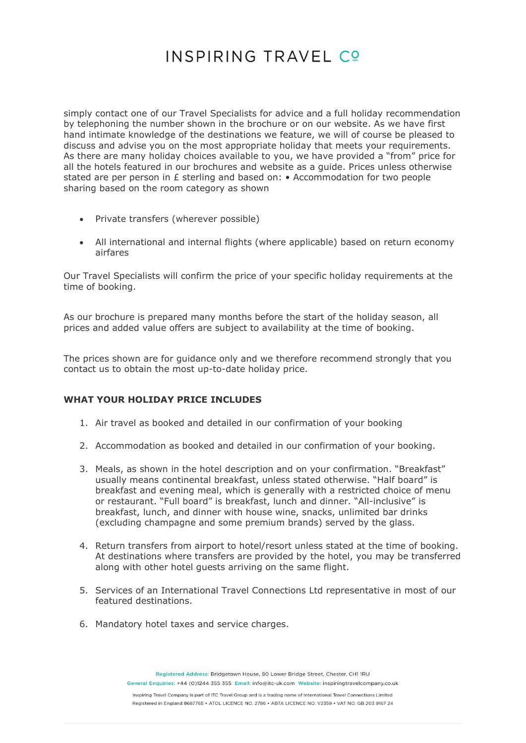simply contact one of our Travel Specialists for advice and a full holiday recommendation by telephoning the number shown in the brochure or on our website. As we have first hand intimate knowledge of the destinations we feature, we will of course be pleased to discuss and advise you on the most appropriate holiday that meets your requirements. As there are many holiday choices available to you, we have provided a "from" price for all the hotels featured in our brochures and website as a guide. Prices unless otherwise stated are per person in £ sterling and based on: • Accommodation for two people sharing based on the room category as shown

- Private transfers (wherever possible)
- All international and internal flights (where applicable) based on return economy airfares

Our Travel Specialists will confirm the price of your specific holiday requirements at the time of booking.

As our brochure is prepared many months before the start of the holiday season, all prices and added value offers are subject to availability at the time of booking.

The prices shown are for guidance only and we therefore recommend strongly that you contact us to obtain the most up-to-date holiday price.

**WHAT YOUR HOLIDAY PRICE INCLUDES**

1. Air travel as booked and detailed in our confirmation of your booking
2. Accommodation as booked and detailed in our confirmation of your booking.
3. Meals, as shown in the hotel description and on your confirmation. "Breakfast" usually means continental breakfast, unless stated otherwise. "Half board" is breakfast and evening meal, which is generally with a restricted choice of menu or restaurant. "Full board" is breakfast, lunch and dinner. "All-inclusive" is breakfast, lunch, and dinner with house wine, snacks, unlimited bar drinks (excluding champagne and some premium brands) served by the glass.
4. Return transfers from airport to hotel/resort unless stated at the time of booking. At destinations where transfers are provided by the hotel, you may be transferred along with other hotel guests arriving on the same flight.
5. Services of an International Travel Connections Ltd representative in most of our featured destinations.
6. Mandatory hotel taxes and service charges.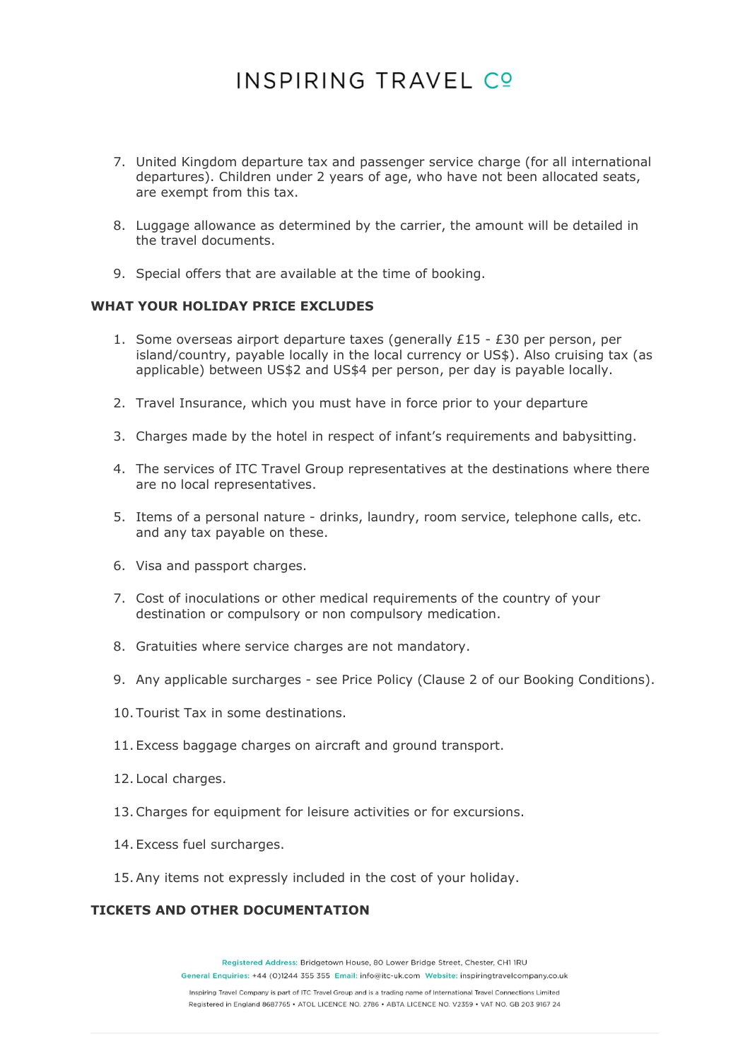7. United Kingdom departure tax and passenger service charge (for all international departures). Children under 2 years of age, who have not been allocated seats, are exempt from this tax.

8. Luggage allowance as determined by the carrier, the amount will be detailed in the travel documents.

9. Special offers that are available at the time of booking.

**WHAT YOUR HOLIDAY PRICE EXCLUDES**

1. Some overseas airport departure taxes (generally £15 - £30 per person, per island/country, payable locally in the local currency or US$). Also cruising tax (as applicable) between US$2 and US$4 per person, per day is payable locally.

2. Travel Insurance, which you must have in force prior to your departure

3. Charges made by the hotel in respect of infant's requirements and babysitting.

4. The services of ITC Travel Group representatives at the destinations where there are no local representatives.

5. Items of a personal nature - drinks, laundry, room service, telephone calls, etc. and any tax payable on these.

6. Visa and passport charges.

7. Cost of inoculations or other medical requirements of the country of your destination or compulsory or non compulsory medication.

8. Gratuities where service charges are not mandatory.

9. Any applicable surcharges - see Price Policy (Clause 2 of our Booking Conditions).

10. Tourist Tax in some destinations.

11. Excess baggage charges on aircraft and ground transport.

12. Local charges.

13. Charges for equipment for leisure activities or for excursions.

14. Excess fuel surcharges.

15. Any items not expressly included in the cost of your holiday.

**TICKETS AND OTHER DOCUMENTATION**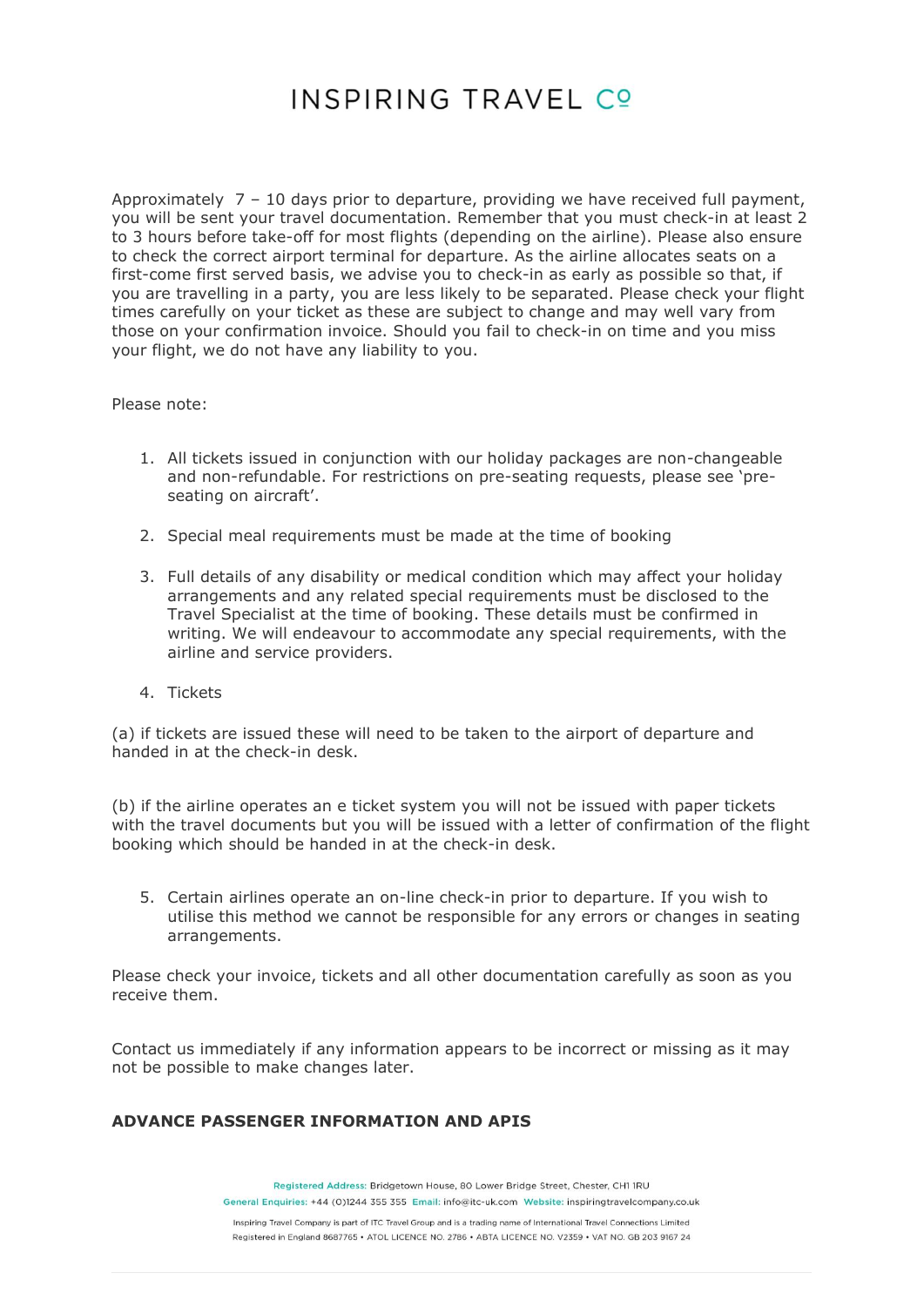Approximately 7 – 10 days prior to departure, providing we have received full payment, you will be sent your travel documentation. Remember that you must check-in at least 2 to 3 hours before take-off for most flights (depending on the airline). Please also ensure to check the correct airport terminal for departure. As the airline allocates seats on a first-come first served basis, we advise you to check-in as early as possible so that, if you are travelling in a party, you are less likely to be separated. Please check your flight times carefully on your ticket as these are subject to change and may well vary from those on your confirmation invoice. Should you fail to check-in on time and you miss your flight, we do not have any liability to you.

Please note:

1. All tickets issued in conjunction with our holiday packages are non-changeable and non-refundable. For restrictions on pre-seating requests, please see 'pre-seating on aircraft'.

2. Special meal requirements must be made at the time of booking

3. Full details of any disability or medical condition which may affect your holiday arrangements and any related special requirements must be disclosed to the Travel Specialist at the time of booking. These details must be confirmed in writing. We will endeavour to accommodate any special requirements, with the airline and service providers.

4. Tickets

(a) if tickets are issued these will need to be taken to the airport of departure and handed in at the check-in desk.

(b) if the airline operates an e ticket system you will not be issued with paper tickets with the travel documents but you will be issued with a letter of confirmation of the flight booking which should be handed in at the check-in desk.

5. Certain airlines operate an on-line check-in prior to departure. If you wish to utilise this method we cannot be responsible for any errors or changes in seating arrangements.

Please check your invoice, tickets and all other documentation carefully as soon as you receive them.

Contact us immediately if any information appears to be incorrect or missing as it may not be possible to make changes later.

**ADVANCE PASSENGER INFORMATION AND APIS**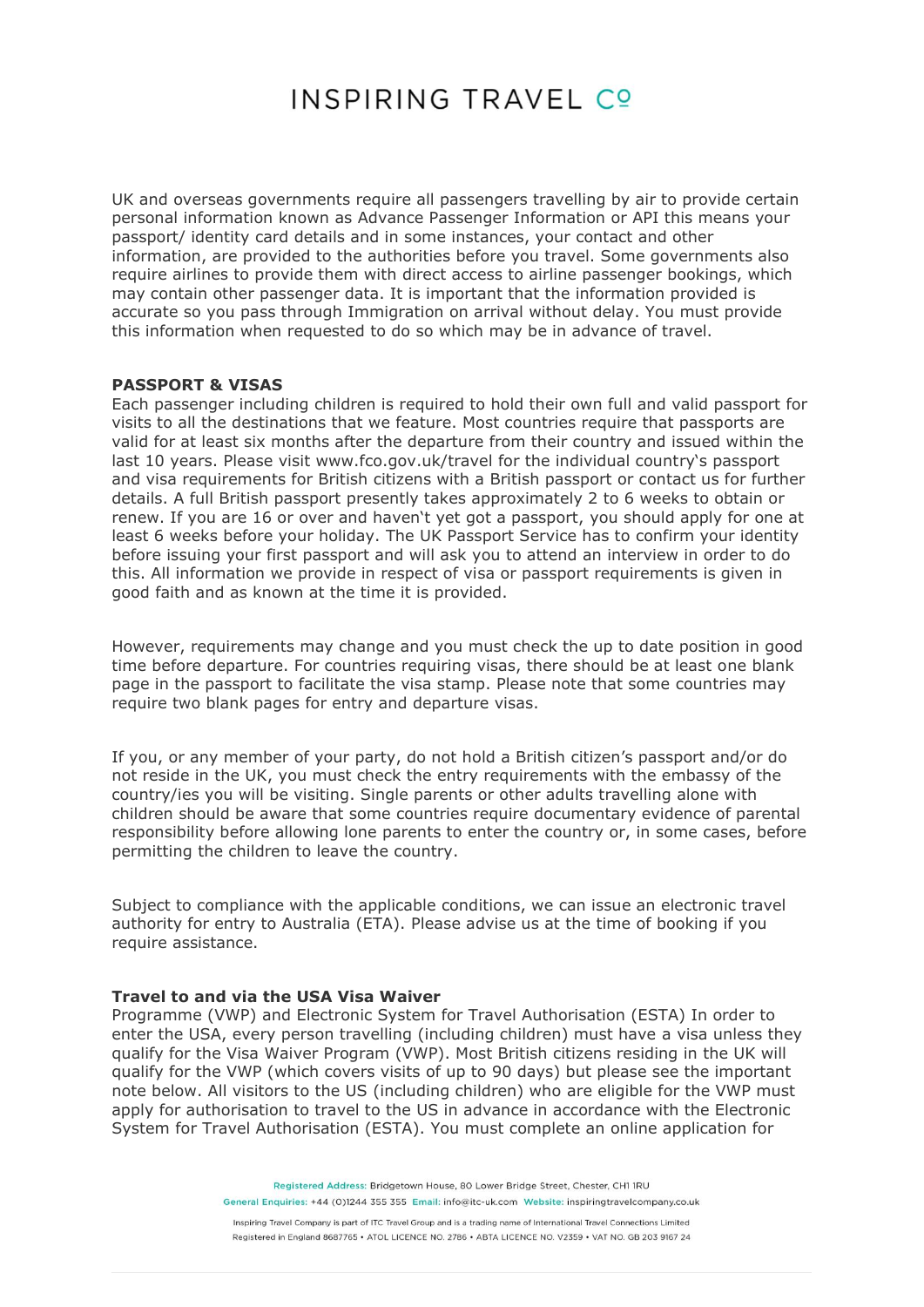UK and overseas governments require all passengers travelling by air to provide certain personal information known as Advance Passenger Information or API this means your passport/ identity card details and in some instances, your contact and other information, are provided to the authorities before you travel. Some governments also require airlines to provide them with direct access to airline passenger bookings, which may contain other passenger data. It is important that the information provided is accurate so you pass through Immigration on arrival without delay. You must provide this information when requested to do so which may be in advance of travel.

**PASSPORT & VISAS**
Each passenger including children is required to hold their own full and valid passport for visits to all the destinations that we feature. Most countries require that passports are valid for at least six months after the departure from their country and issued within the last 10 years. Please visit www.fco.gov.uk/travel for the individual country's passport and visa requirements for British citizens with a British passport or contact us for further details. A full British passport presently takes approximately 2 to 6 weeks to obtain or renew. If you are 16 or over and haven't yet got a passport, you should apply for one at least 6 weeks before your holiday. The UK Passport Service has to confirm your identity before issuing your first passport and will ask you to attend an interview in order to do this. All information we provide in respect of visa or passport requirements is given in good faith and as known at the time it is provided.

However, requirements may change and you must check the up to date position in good time before departure. For countries requiring visas, there should be at least one blank page in the passport to facilitate the visa stamp. Please note that some countries may require two blank pages for entry and departure visas.

If you, or any member of your party, do not hold a British citizen's passport and/or do not reside in the UK, you must check the entry requirements with the embassy of the country/ies you will be visiting. Single parents or other adults travelling alone with children should be aware that some countries require documentary evidence of parental responsibility before allowing lone parents to enter the country or, in some cases, before permitting the children to leave the country.

Subject to compliance with the applicable conditions, we can issue an electronic travel authority for entry to Australia (ETA). Please advise us at the time of booking if you require assistance.

**Travel to and via the USA Visa Waiver**
Programme (VWP) and Electronic System for Travel Authorisation (ESTA) In order to enter the USA, every person travelling (including children) must have a visa unless they qualify for the Visa Waiver Program (VWP). Most British citizens residing in the UK will qualify for the VWP (which covers visits of up to 90 days) but please see the important note below. All visitors to the US (including children) who are eligible for the VWP must apply for authorisation to travel to the US in advance in accordance with the Electronic System for Travel Authorisation (ESTA). You must complete an online application for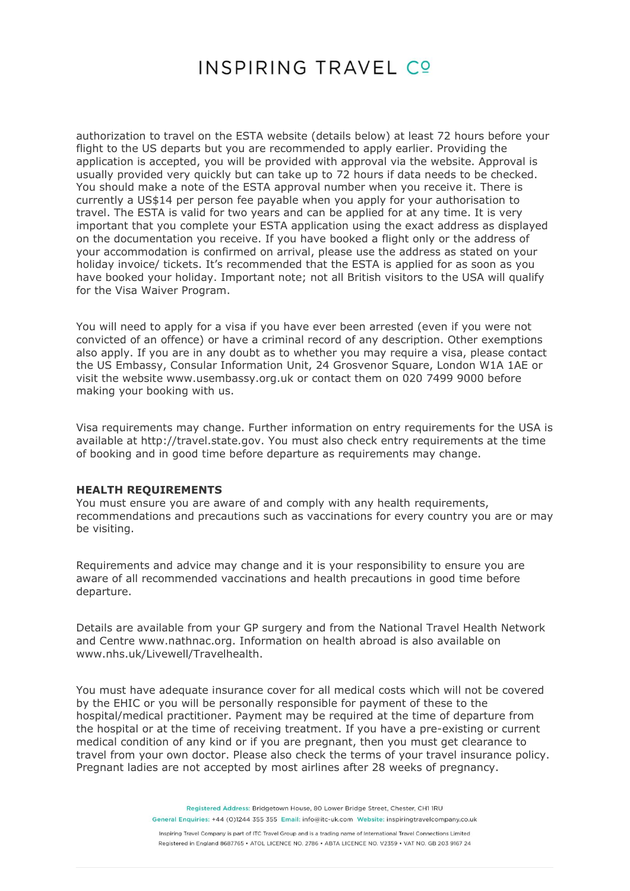authorization to travel on the ESTA website (details below) at least 72 hours before your flight to the US departs but you are recommended to apply earlier. Providing the application is accepted, you will be provided with approval via the website. Approval is usually provided very quickly but can take up to 72 hours if data needs to be checked. You should make a note of the ESTA approval number when you receive it. There is currently a US$14 per person fee payable when you apply for your authorisation to travel. The ESTA is valid for two years and can be applied for at any time. It is very important that you complete your ESTA application using the exact address as displayed on the documentation you receive. If you have booked a flight only or the address of your accommodation is confirmed on arrival, please use the address as stated on your holiday invoice/ tickets. It's recommended that the ESTA is applied for as soon as you have booked your holiday. Important note; not all British visitors to the USA will qualify for the Visa Waiver Program.

You will need to apply for a visa if you have ever been arrested (even if you were not convicted of an offence) or have a criminal record of any description. Other exemptions also apply. If you are in any doubt as to whether you may require a visa, please contact the US Embassy, Consular Information Unit, 24 Grosvenor Square, London W1A 1AE or visit the website www.usembassy.org.uk or contact them on 020 7499 9000 before making your booking with us.

Visa requirements may change. Further information on entry requirements for the USA is available at http://travel.state.gov. You must also check entry requirements at the time of booking and in good time before departure as requirements may change.

**HEALTH REQUIREMENTS**

You must ensure you are aware of and comply with any health requirements, recommendations and precautions such as vaccinations for every country you are or may be visiting.

Requirements and advice may change and it is your responsibility to ensure you are aware of all recommended vaccinations and health precautions in good time before departure.

Details are available from your GP surgery and from the National Travel Health Network and Centre www.nathnac.org. Information on health abroad is also available on www.nhs.uk/Livewell/Travelhealth.

You must have adequate insurance cover for all medical costs which will not be covered by the EHIC or you will be personally responsible for payment of these to the hospital/medical practitioner. Payment may be required at the time of departure from the hospital or at the time of receiving treatment. If you have a pre-existing or current medical condition of any kind or if you are pregnant, then you must get clearance to travel from your own doctor. Please also check the terms of your travel insurance policy. Pregnant ladies are not accepted by most airlines after 28 weeks of pregnancy.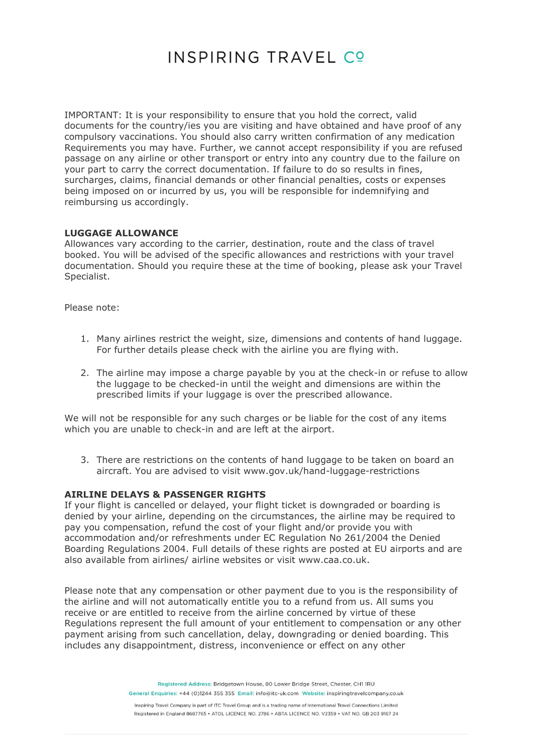IMPORTANT: It is your responsibility to ensure that you hold the correct, valid documents for the country/ies you are visiting and have obtained and have proof of any compulsory vaccinations. You should also carry written confirmation of any medication Requirements you may have. Further, we cannot accept responsibility if you are refused passage on any airline or other transport or entry into any country due to the failure on your part to carry the correct documentation. If failure to do so results in fines, surcharges, claims, financial demands or other financial penalties, costs or expenses being imposed on or incurred by us, you will be responsible for indemnifying and reimbursing us accordingly.

**LUGGAGE ALLOWANCE**

Allowances vary according to the carrier, destination, route and the class of travel booked. You will be advised of the specific allowances and restrictions with your travel documentation. Should you require these at the time of booking, please ask your Travel Specialist.

Please note:

1. Many airlines restrict the weight, size, dimensions and contents of hand luggage. For further details please check with the airline you are flying with.
2. The airline may impose a charge payable by you at the check-in or refuse to allow the luggage to be checked-in until the weight and dimensions are within the prescribed limits if your luggage is over the prescribed allowance.

We will not be responsible for any such charges or be liable for the cost of any items which you are unable to check-in and are left at the airport.

3. There are restrictions on the contents of hand luggage to be taken on board an aircraft. You are advised to visit www.gov.uk/hand-luggage-restrictions

**AIRLINE DELAYS & PASSENGER RIGHTS**

If your flight is cancelled or delayed, your flight ticket is downgraded or boarding is denied by your airline, depending on the circumstances, the airline may be required to pay you compensation, refund the cost of your flight and/or provide you with accommodation and/or refreshments under EC Regulation No 261/2004 the Denied Boarding Regulations 2004. Full details of these rights are posted at EU airports and are also available from airlines/ airline websites or visit www.caa.co.uk.

Please note that any compensation or other payment due to you is the responsibility of the airline and will not automatically entitle you to a refund from us. All sums you receive or are entitled to receive from the airline concerned by virtue of these Regulations represent the full amount of your entitlement to compensation or any other payment arising from such cancellation, delay, downgrading or denied boarding. This includes any disappointment, distress, inconvenience or effect on any other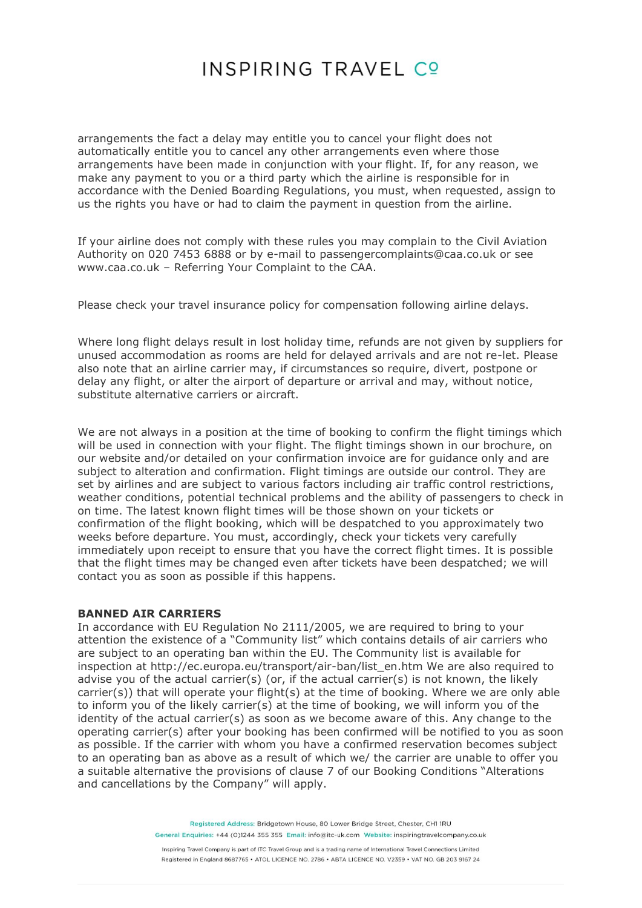arrangements the fact a delay may entitle you to cancel your flight does not automatically entitle you to cancel any other arrangements even where those arrangements have been made in conjunction with your flight. If, for any reason, we make any payment to you or a third party which the airline is responsible for in accordance with the Denied Boarding Regulations, you must, when requested, assign to us the rights you have or had to claim the payment in question from the airline.

If your airline does not comply with these rules you may complain to the Civil Aviation Authority on 020 7453 6888 or by e-mail to passengercomplaints@caa.co.uk or see www.caa.co.uk – Referring Your Complaint to the CAA.

Please check your travel insurance policy for compensation following airline delays.

Where long flight delays result in lost holiday time, refunds are not given by suppliers for unused accommodation as rooms are held for delayed arrivals and are not re-let. Please also note that an airline carrier may, if circumstances so require, divert, postpone or delay any flight, or alter the airport of departure or arrival and may, without notice, substitute alternative carriers or aircraft.

We are not always in a position at the time of booking to confirm the flight timings which will be used in connection with your flight. The flight timings shown in our brochure, on our website and/or detailed on your confirmation invoice are for guidance only and are subject to alteration and confirmation. Flight timings are outside our control. They are set by airlines and are subject to various factors including air traffic control restrictions, weather conditions, potential technical problems and the ability of passengers to check in on time. The latest known flight times will be those shown on your tickets or confirmation of the flight booking, which will be despatched to you approximately two weeks before departure. You must, accordingly, check your tickets very carefully immediately upon receipt to ensure that you have the correct flight times. It is possible that the flight times may be changed even after tickets have been despatched; we will contact you as soon as possible if this happens.

**BANNED AIR CARRIERS**

In accordance with EU Regulation No 2111/2005, we are required to bring to your attention the existence of a "Community list" which contains details of air carriers who are subject to an operating ban within the EU. The Community list is available for inspection at http://ec.europa.eu/transport/air-ban/list_en.htm We are also required to advise you of the actual carrier(s) (or, if the actual carrier(s) is not known, the likely carrier(s)) that will operate your flight(s) at the time of booking. Where we are only able to inform you of the likely carrier(s) at the time of booking, we will inform you of the identity of the actual carrier(s) as soon as we become aware of this. Any change to the operating carrier(s) after your booking has been confirmed will be notified to you as soon as possible. If the carrier with whom you have a confirmed reservation becomes subject to an operating ban as above as a result of which we/ the carrier are unable to offer you a suitable alternative the provisions of clause 7 of our Booking Conditions "Alterations and cancellations by the Company" will apply.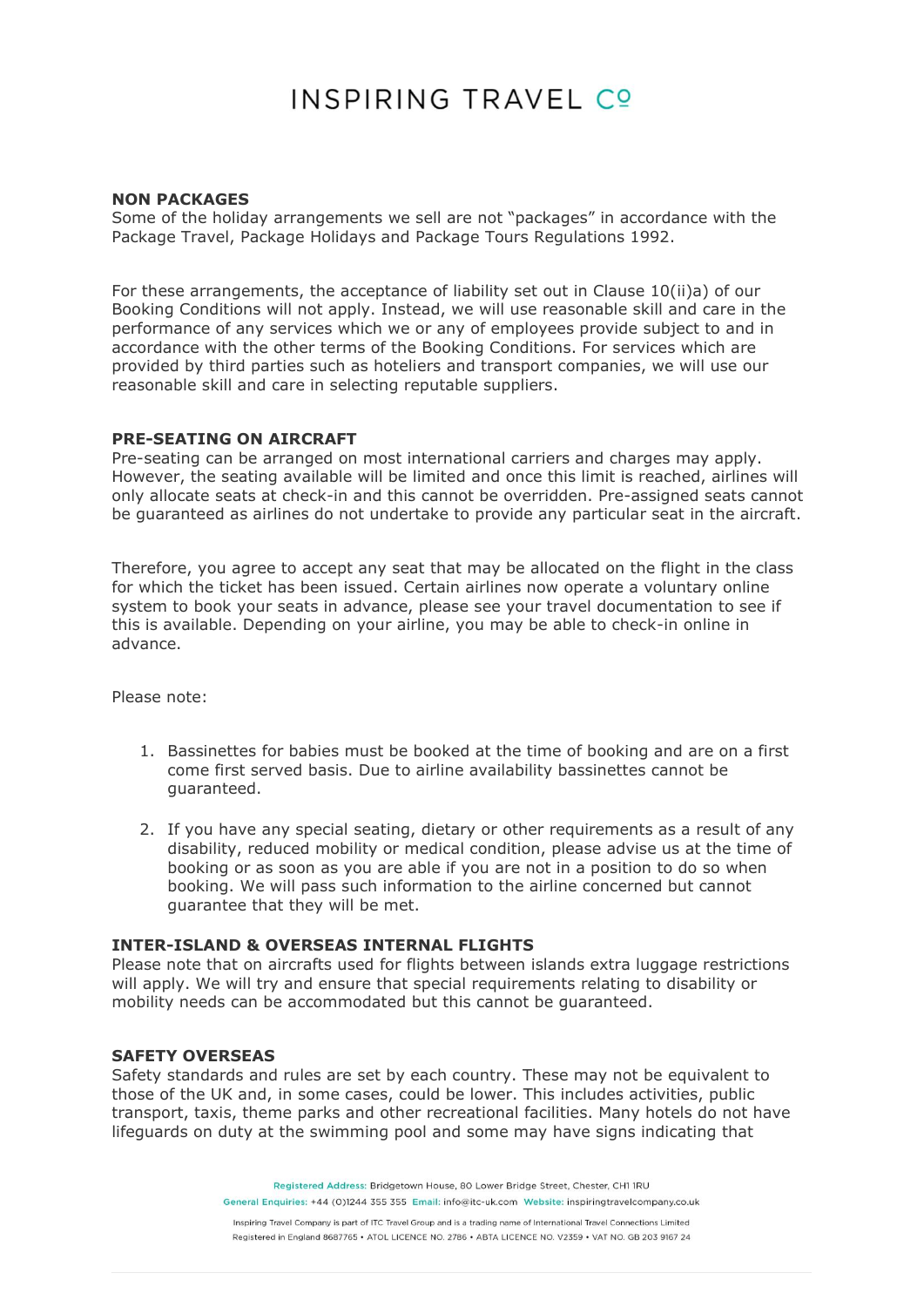### NON PACKAGES

Some of the holiday arrangements we sell are not "packages" in accordance with the Package Travel, Package Holidays and Package Tours Regulations 1992.

For these arrangements, the acceptance of liability set out in Clause 10(ii)a) of our Booking Conditions will not apply. Instead, we will use reasonable skill and care in the performance of any services which we or any of employees provide subject to and in accordance with the other terms of the Booking Conditions. For services which are provided by third parties such as hoteliers and transport companies, we will use our reasonable skill and care in selecting reputable suppliers.

### PRE-SEATING ON AIRCRAFT

Pre-seating can be arranged on most international carriers and charges may apply. However, the seating available will be limited and once this limit is reached, airlines will only allocate seats at check-in and this cannot be overridden. Pre-assigned seats cannot be guaranteed as airlines do not undertake to provide any particular seat in the aircraft.

Therefore, you agree to accept any seat that may be allocated on the flight in the class for which the ticket has been issued. Certain airlines now operate a voluntary online system to book your seats in advance, please see your travel documentation to see if this is available. Depending on your airline, you may be able to check-in online in advance.

Please note:

1. Bassinettes for babies must be booked at the time of booking and are on a first come first served basis. Due to airline availability bassinettes cannot be guaranteed.
2. If you have any special seating, dietary or other requirements as a result of any disability, reduced mobility or medical condition, please advise us at the time of booking or as soon as you are able if you are not in a position to do so when booking. We will pass such information to the airline concerned but cannot guarantee that they will be met.

### INTER-ISLAND & OVERSEAS INTERNAL FLIGHTS

Please note that on aircrafts used for flights between islands extra luggage restrictions will apply. We will try and ensure that special requirements relating to disability or mobility needs can be accommodated but this cannot be guaranteed.

### SAFETY OVERSEAS

Safety standards and rules are set by each country. These may not be equivalent to those of the UK and, in some cases, could be lower. This includes activities, public transport, taxis, theme parks and other recreational facilities. Many hotels do not have lifeguards on duty at the swimming pool and some may have signs indicating that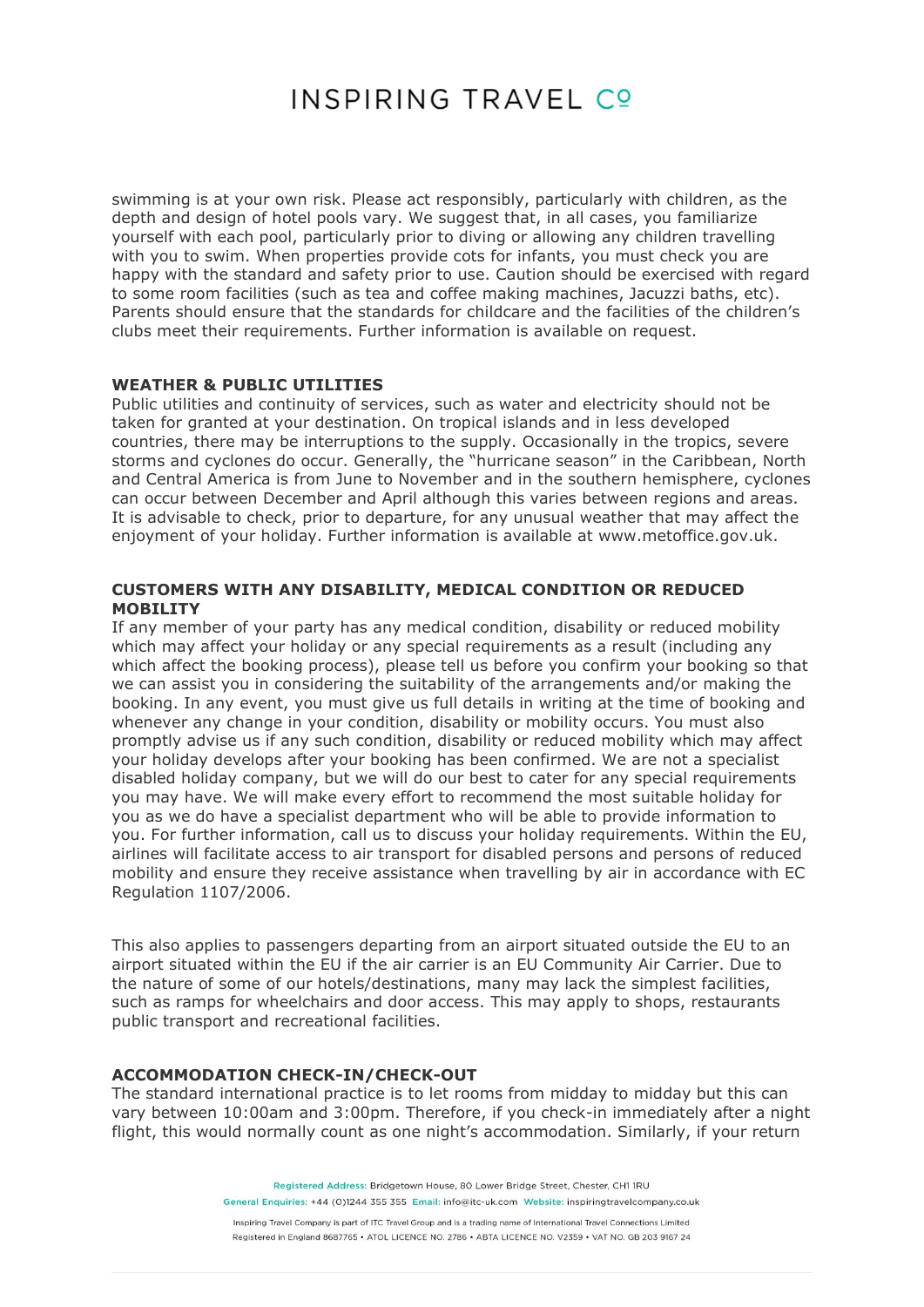swimming is at your own risk. Please act responsibly, particularly with children, as the depth and design of hotel pools vary. We suggest that, in all cases, you familiarize yourself with each pool, particularly prior to diving or allowing any children travelling with you to swim. When properties provide cots for infants, you must check you are happy with the standard and safety prior to use. Caution should be exercised with regard to some room facilities (such as tea and coffee making machines, Jacuzzi baths, etc). Parents should ensure that the standards for childcare and the facilities of the children's clubs meet their requirements. Further information is available on request.

**WEATHER & PUBLIC UTILITIES**

Public utilities and continuity of services, such as water and electricity should not be taken for granted at your destination. On tropical islands and in less developed countries, there may be interruptions to the supply. Occasionally in the tropics, severe storms and cyclones do occur. Generally, the "hurricane season" in the Caribbean, North and Central America is from June to November and in the southern hemisphere, cyclones can occur between December and April although this varies between regions and areas. It is advisable to check, prior to departure, for any unusual weather that may affect the enjoyment of your holiday. Further information is available at www.metoffice.gov.uk.

**CUSTOMERS WITH ANY DISABILITY, MEDICAL CONDITION OR REDUCED MOBILITY**

If any member of your party has any medical condition, disability or reduced mobility which may affect your holiday or any special requirements as a result (including any which affect the booking process), please tell us before you confirm your booking so that we can assist you in considering the suitability of the arrangements and/or making the booking. In any event, you must give us full details in writing at the time of booking and whenever any change in your condition, disability or mobility occurs. You must also promptly advise us if any such condition, disability or reduced mobility which may affect your holiday develops after your booking has been confirmed. We are not a specialist disabled holiday company, but we will do our best to cater for any special requirements you may have. We will make every effort to recommend the most suitable holiday for you as we do have a specialist department who will be able to provide information to you. For further information, call us to discuss your holiday requirements. Within the EU, airlines will facilitate access to air transport for disabled persons and persons of reduced mobility and ensure they receive assistance when travelling by air in accordance with EC Regulation 1107/2006.

This also applies to passengers departing from an airport situated outside the EU to an airport situated within the EU if the air carrier is an EU Community Air Carrier. Due to the nature of some of our hotels/destinations, many may lack the simplest facilities, such as ramps for wheelchairs and door access. This may apply to shops, restaurants public transport and recreational facilities.

**ACCOMMODATION CHECK-IN/CHECK-OUT**

The standard international practice is to let rooms from midday to midday but this can vary between 10:00am and 3:00pm. Therefore, if you check-in immediately after a night flight, this would normally count as one night's accommodation. Similarly, if your return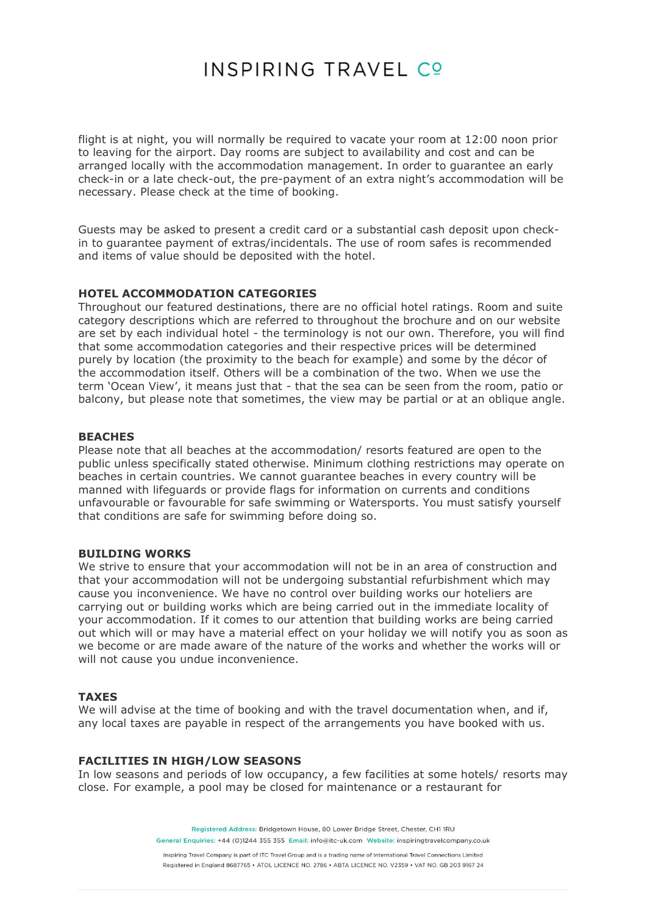flight is at night, you will normally be required to vacate your room at 12:00 noon prior to leaving for the airport. Day rooms are subject to availability and cost and can be arranged locally with the accommodation management. In order to guarantee an early check-in or a late check-out, the pre-payment of an extra night's accommodation will be necessary. Please check at the time of booking.

Guests may be asked to present a credit card or a substantial cash deposit upon check-in to guarantee payment of extras/incidentals. The use of room safes is recommended and items of value should be deposited with the hotel.

**HOTEL ACCOMMODATION CATEGORIES**
Throughout our featured destinations, there are no official hotel ratings. Room and suite category descriptions which are referred to throughout the brochure and on our website are set by each individual hotel - the terminology is not our own. Therefore, you will find that some accommodation categories and their respective prices will be determined purely by location (the proximity to the beach for example) and some by the décor of the accommodation itself. Others will be a combination of the two. When we use the term 'Ocean View', it means just that - that the sea can be seen from the room, patio or balcony, but please note that sometimes, the view may be partial or at an oblique angle.

**BEACHES**
Please note that all beaches at the accommodation/ resorts featured are open to the public unless specifically stated otherwise. Minimum clothing restrictions may operate on beaches in certain countries. We cannot guarantee beaches in every country will be manned with lifeguards or provide flags for information on currents and conditions unfavourable or favourable for safe swimming or Watersports. You must satisfy yourself that conditions are safe for swimming before doing so.

**BUILDING WORKS**
We strive to ensure that your accommodation will not be in an area of construction and that your accommodation will not be undergoing substantial refurbishment which may cause you inconvenience. We have no control over building works our hoteliers are carrying out or building works which are being carried out in the immediate locality of your accommodation. If it comes to our attention that building works are being carried out which will or may have a material effect on your holiday we will notify you as soon as we become or are made aware of the nature of the works and whether the works will or will not cause you undue inconvenience.

**TAXES**
We will advise at the time of booking and with the travel documentation when, and if, any local taxes are payable in respect of the arrangements you have booked with us.

**FACILITIES IN HIGH/LOW SEASONS**
In low seasons and periods of low occupancy, a few facilities at some hotels/ resorts may close. For example, a pool may be closed for maintenance or a restaurant for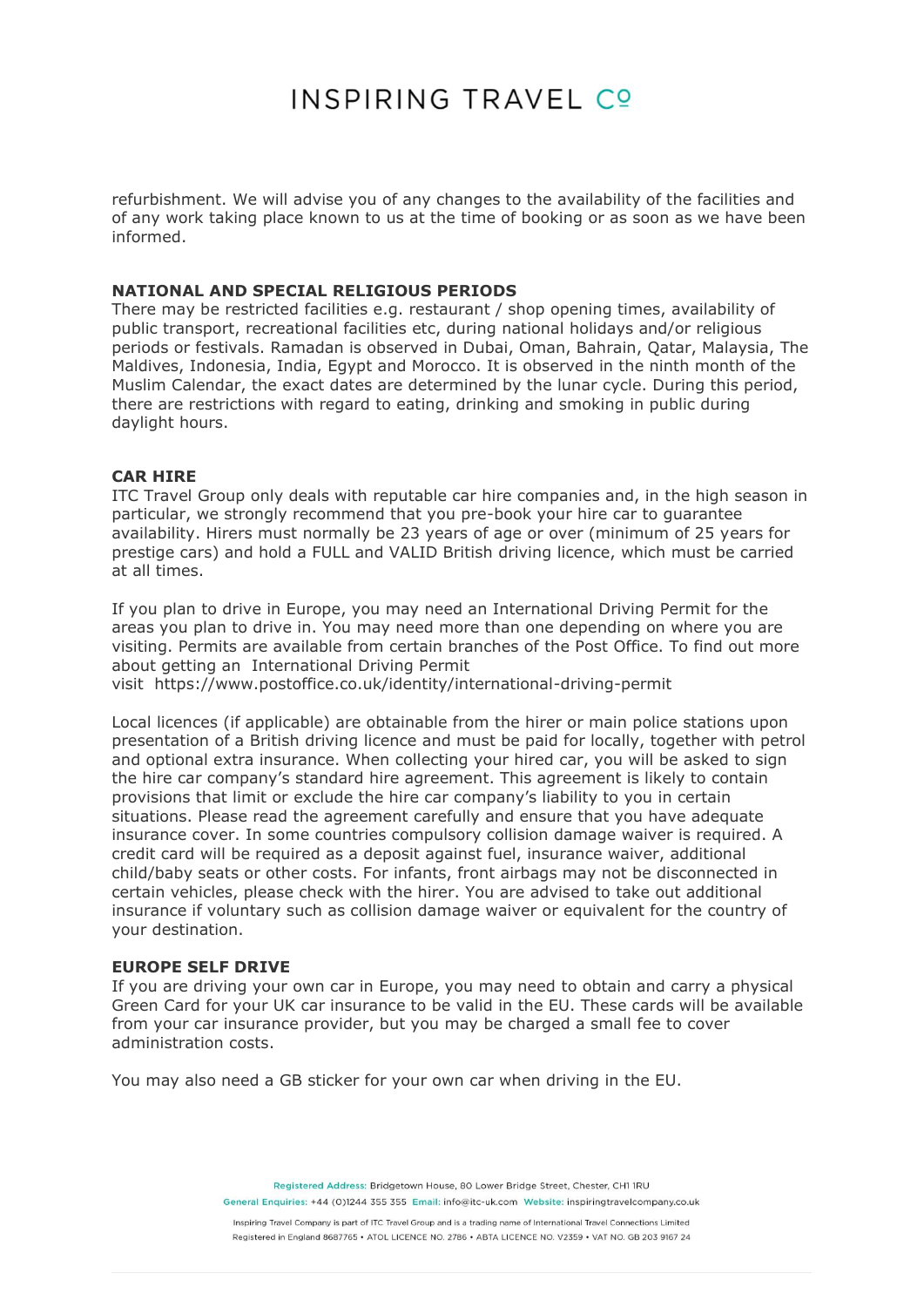refurbishment. We will advise you of any changes to the availability of the facilities and of any work taking place known to us at the time of booking or as soon as we have been informed.

**NATIONAL AND SPECIAL RELIGIOUS PERIODS**

There may be restricted facilities e.g. restaurant / shop opening times, availability of public transport, recreational facilities etc, during national holidays and/or religious periods or festivals. Ramadan is observed in Dubai, Oman, Bahrain, Qatar, Malaysia, The Maldives, Indonesia, India, Egypt and Morocco. It is observed in the ninth month of the Muslim Calendar, the exact dates are determined by the lunar cycle. During this period, there are restrictions with regard to eating, drinking and smoking in public during daylight hours.

**CAR HIRE**

ITC Travel Group only deals with reputable car hire companies and, in the high season in particular, we strongly recommend that you pre-book your hire car to guarantee availability. Hirers must normally be 23 years of age or over (minimum of 25 years for prestige cars) and hold a FULL and VALID British driving licence, which must be carried at all times.

If you plan to drive in Europe, you may need an International Driving Permit for the areas you plan to drive in. You may need more than one depending on where you are visiting. Permits are available from certain branches of the Post Office. To find out more about getting an International Driving Permit visit https://www.postoffice.co.uk/identity/international-driving-permit

Local licences (if applicable) are obtainable from the hirer or main police stations upon presentation of a British driving licence and must be paid for locally, together with petrol and optional extra insurance. When collecting your hired car, you will be asked to sign the hire car company's standard hire agreement. This agreement is likely to contain provisions that limit or exclude the hire car company's liability to you in certain situations. Please read the agreement carefully and ensure that you have adequate insurance cover. In some countries compulsory collision damage waiver is required. A credit card will be required as a deposit against fuel, insurance waiver, additional child/baby seats or other costs. For infants, front airbags may not be disconnected in certain vehicles, please check with the hirer. You are advised to take out additional insurance if voluntary such as collision damage waiver or equivalent for the country of your destination.

**EUROPE SELF DRIVE**

If you are driving your own car in Europe, you may need to obtain and carry a physical Green Card for your UK car insurance to be valid in the EU. These cards will be available from your car insurance provider, but you may be charged a small fee to cover administration costs.

You may also need a GB sticker for your own car when driving in the EU.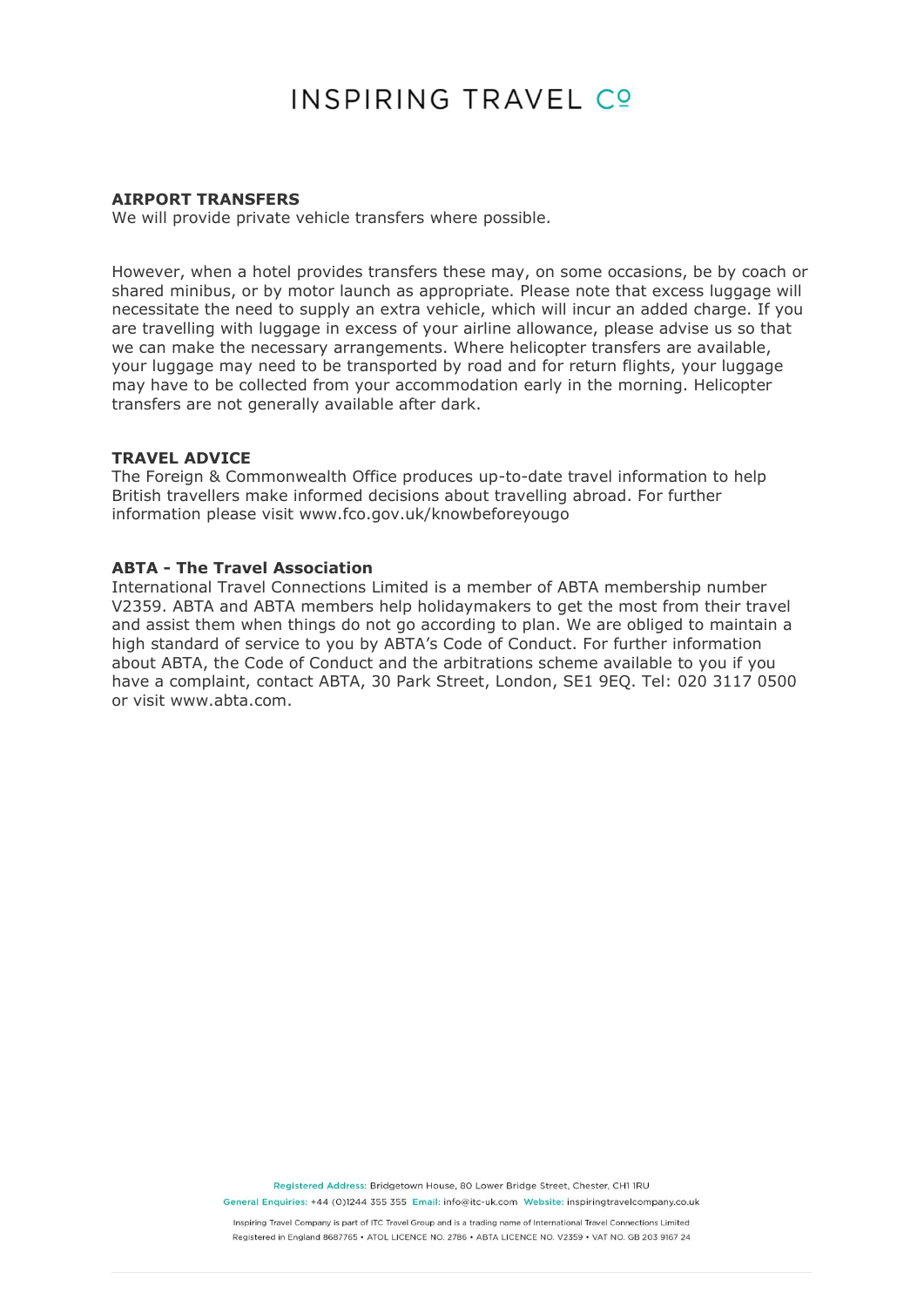**AIRPORT TRANSFERS**
We will provide private vehicle transfers where possible.

However, when a hotel provides transfers these may, on some occasions, be by coach or shared minibus, or by motor launch as appropriate. Please note that excess luggage will necessitate the need to supply an extra vehicle, which will incur an added charge. If you are travelling with luggage in excess of your airline allowance, please advise us so that we can make the necessary arrangements. Where helicopter transfers are available, your luggage may need to be transported by road and for return flights, your luggage may have to be collected from your accommodation early in the morning. Helicopter transfers are not generally available after dark.

**TRAVEL ADVICE**
The Foreign & Commonwealth Office produces up-to-date travel information to help British travellers make informed decisions about travelling abroad. For further information please visit www.fco.gov.uk/knowbeforeyougo

**ABTA - The Travel Association**
International Travel Connections Limited is a member of ABTA membership number V2359. ABTA and ABTA members help holidaymakers to get the most from their travel and assist them when things do not go according to plan. We are obliged to maintain a high standard of service to you by ABTA's Code of Conduct. For further information about ABTA, the Code of Conduct and the arbitrations scheme available to you if you have a complaint, contact ABTA, 30 Park Street, London, SE1 9EQ. Tel: 020 3117 0500 or visit www.abta.com.